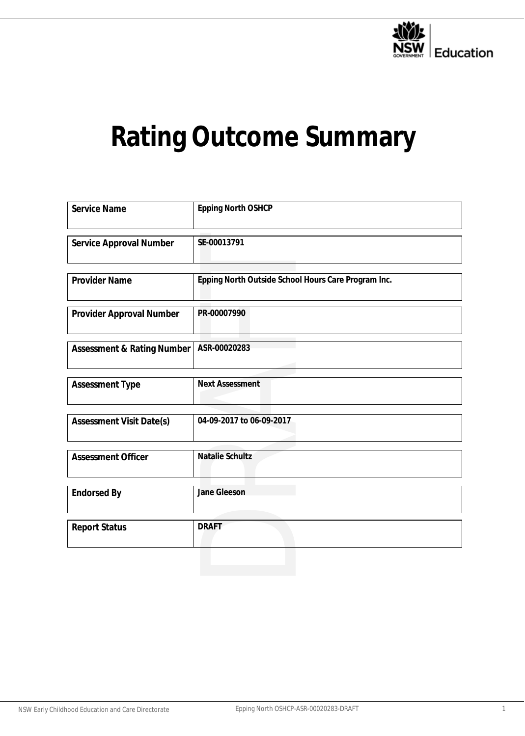# Rating Outcome Summary

| | |
|---|---|
| **Service Name** | **Epping North OSHCP** |
| **Service Approval Number** | **SE-00013791** |
| **Provider Name** | **Epping North Outside School Hours Care Program Inc.** |
| **Provider Approval Number** | **PR-00007990** |
| **Assessment & Rating Number** | **ASR-00020283** |
| **Assessment Type** | **Next Assessment** |
| **Assessment Visit Date(s)** | **04-09-2017 to 06-09-2017** |
| **Assessment Officer** | **Natalie Schultz** |
| **Endorsed By** | **Jane Gleeson** |
| **Report Status** | **DRAFT** |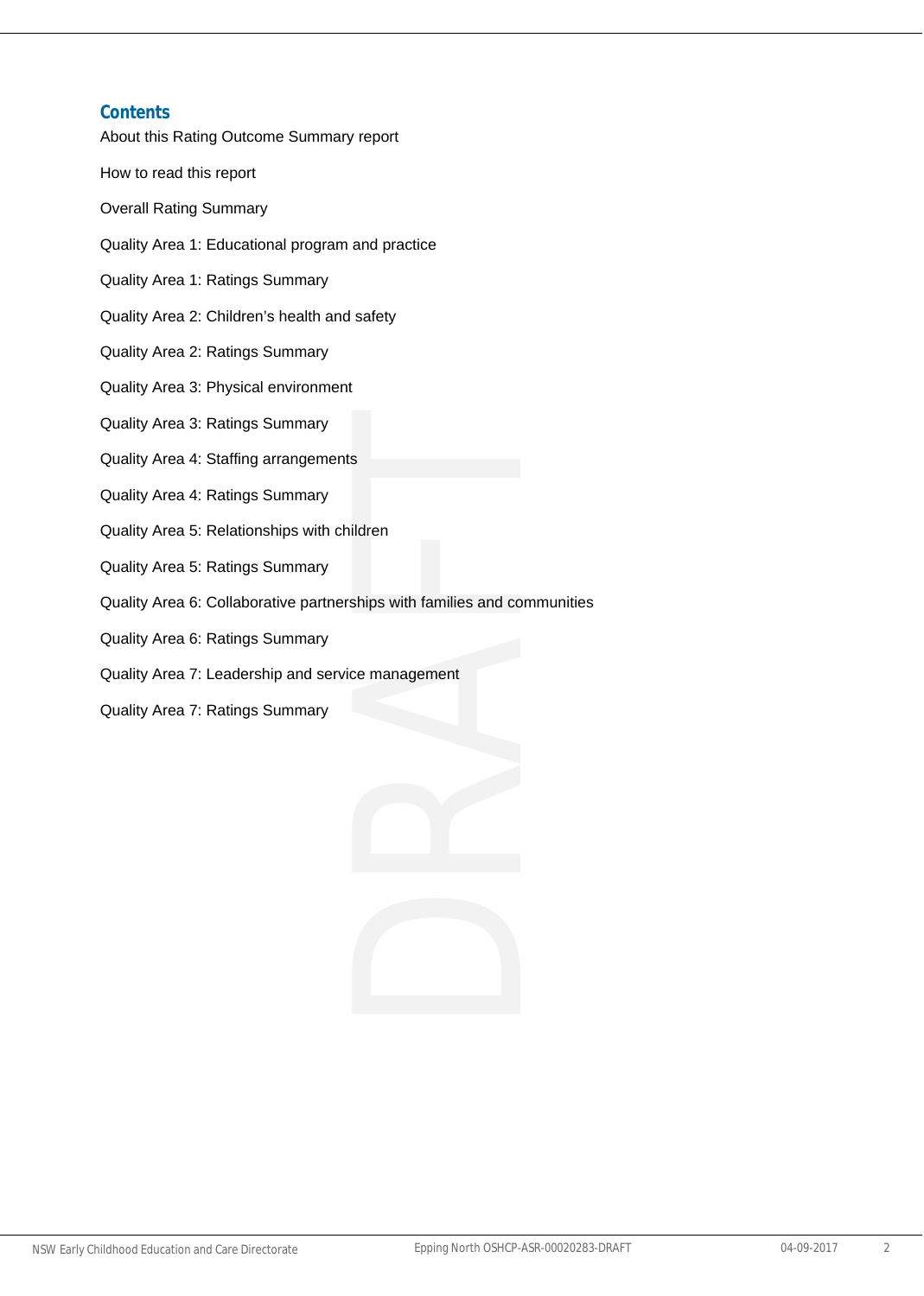## Contents

About this Rating Outcome Summary report

How to read this report

Overall Rating Summary

Quality Area 1: Educational program and practice

Quality Area 1: Ratings Summary

Quality Area 2: Children's health and safety

Quality Area 2: Ratings Summary

Quality Area 3: Physical environment

Quality Area 3: Ratings Summary

Quality Area 4: Staffing arrangements

Quality Area 4: Ratings Summary

Quality Area 5: Relationships with children

Quality Area 5: Ratings Summary

Quality Area 6: Collaborative partnerships with families and communities

Quality Area 6: Ratings Summary

Quality Area 7: Leadership and service management

Quality Area 7: Ratings Summary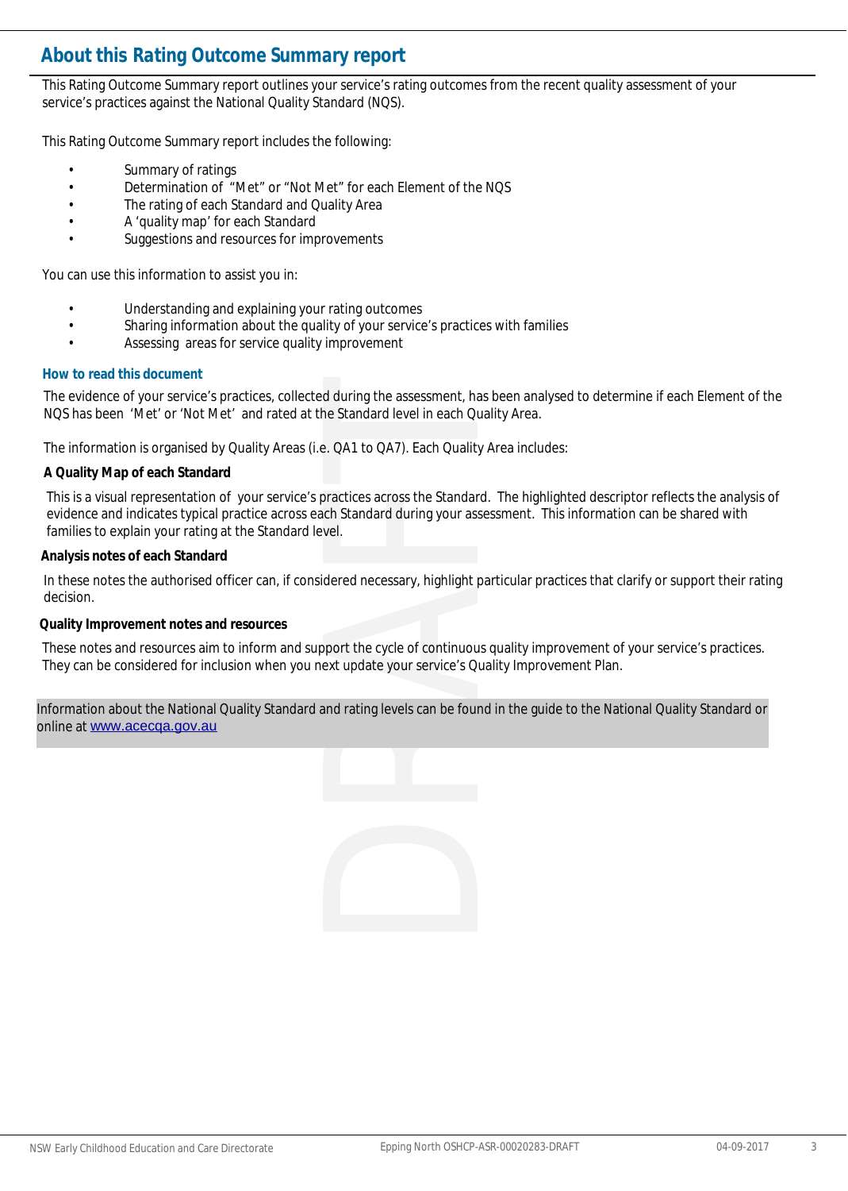## About this Rating Outcome Summary report

This Rating Outcome Summary report outlines your service's rating outcomes from the recent quality assessment of your service's practices against the National Quality Standard (NQS).

This Rating Outcome Summary report includes the following:

- Summary of ratings
- Determination of "Met" or "Not Met" for each Element of the NQS
- The rating of each Standard and Quality Area
- A 'quality map' for each Standard
- Suggestions and resources for improvements

You can use this information to assist you in:

- Understanding and explaining your rating outcomes
- Sharing information about the quality of your service's practices with families
- Assessing areas for service quality improvement

### How to read this document

The evidence of your service's practices, collected during the assessment, has been analysed to determine if each Element of the NQS has been 'Met' or 'Not Met' and rated at the Standard level in each Quality Area.

The information is organised by Quality Areas (i.e. QA1 to QA7). Each Quality Area includes:

**A Quality Map of each Standard**

This is a visual representation of your service's practices across the Standard. The highlighted descriptor reflects the analysis of evidence and indicates typical practice across each Standard during your assessment. This information can be shared with families to explain your rating at the Standard level.

**Analysis notes of each Standard**

In these notes the authorised officer can, if considered necessary, highlight particular practices that clarify or support their rating decision.

**Quality Improvement notes and resources**

These notes and resources aim to inform and support the cycle of continuous quality improvement of your service's practices. They can be considered for inclusion when you next update your service's Quality Improvement Plan.

Information about the National Quality Standard and rating levels can be found in the guide to the National Quality Standard or online at www.acecqa.gov.au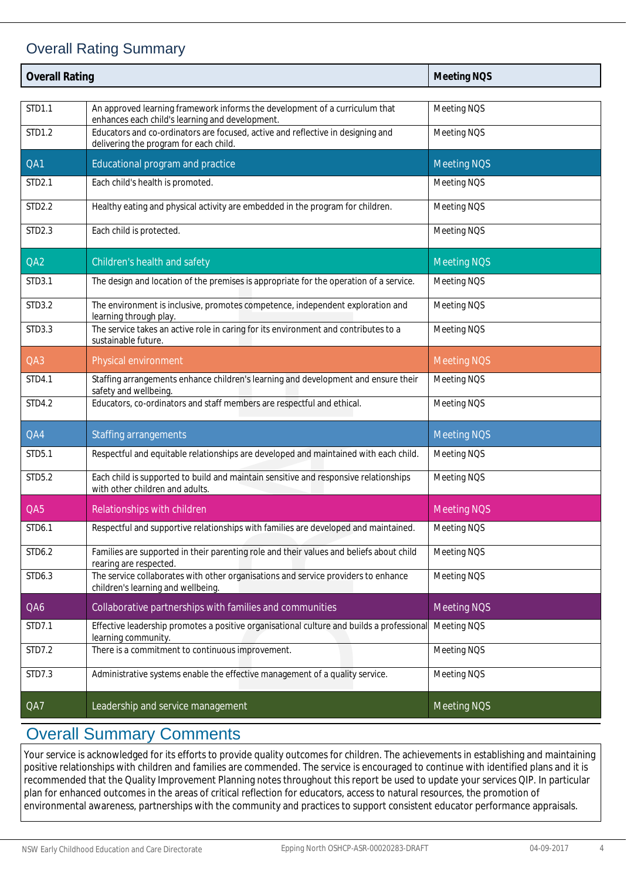## Overall Rating Summary

| Overall Rating | | Meeting NQS |
|---|---|---|
| STD1.1 | An approved learning framework informs the development of a curriculum that enhances each child's learning and development. | Meeting NQS |
| STD1.2 | Educators and co-ordinators are focused, active and reflective in designing and delivering the program for each child. | Meeting NQS |
| **QA1** | **Educational program and practice** | **Meeting NQS** |
| STD2.1 | Each child's health is promoted. | Meeting NQS |
| STD2.2 | Healthy eating and physical activity are embedded in the program for children. | Meeting NQS |
| STD2.3 | Each child is protected. | Meeting NQS |
| **QA2** | **Children's health and safety** | **Meeting NQS** |
| STD3.1 | The design and location of the premises is appropriate for the operation of a service. | Meeting NQS |
| STD3.2 | The environment is inclusive, promotes competence, independent exploration and learning through play. | Meeting NQS |
| STD3.3 | The service takes an active role in caring for its environment and contributes to a sustainable future. | Meeting NQS |
| **QA3** | **Physical environment** | **Meeting NQS** |
| STD4.1 | Staffing arrangements enhance children's learning and development and ensure their safety and wellbeing. | Meeting NQS |
| STD4.2 | Educators, co-ordinators and staff members are respectful and ethical. | Meeting NQS |
| **QA4** | **Staffing arrangements** | **Meeting NQS** |
| STD5.1 | Respectful and equitable relationships are developed and maintained with each child. | Meeting NQS |
| STD5.2 | Each child is supported to build and maintain sensitive and responsive relationships with other children and adults. | Meeting NQS |
| **QA5** | **Relationships with children** | **Meeting NQS** |
| STD6.1 | Respectful and supportive relationships with families are developed and maintained. | Meeting NQS |
| STD6.2 | Families are supported in their parenting role and their values and beliefs about child rearing are respected. | Meeting NQS |
| STD6.3 | The service collaborates with other organisations and service providers to enhance children's learning and wellbeing. | Meeting NQS |
| **QA6** | **Collaborative partnerships with families and communities** | **Meeting NQS** |
| STD7.1 | Effective leadership promotes a positive organisational culture and builds a professional learning community. | Meeting NQS |
| STD7.2 | There is a commitment to continuous improvement. | Meeting NQS |
| STD7.3 | Administrative systems enable the effective management of a quality service. | Meeting NQS |
| **QA7** | **Leadership and service management** | **Meeting NQS** |

## Overall Summary Comments

Your service is acknowledged for its efforts to provide quality outcomes for children. The achievements in establishing and maintaining positive relationships with children and families are commended. The service is encouraged to continue with identified plans and it is recommended that the Quality Improvement Planning notes throughout this report be used to update your services QIP. In particular plan for enhanced outcomes in the areas of critical reflection for educators, access to natural resources, the promotion of environmental awareness, partnerships with the community and practices to support consistent educator performance appraisals.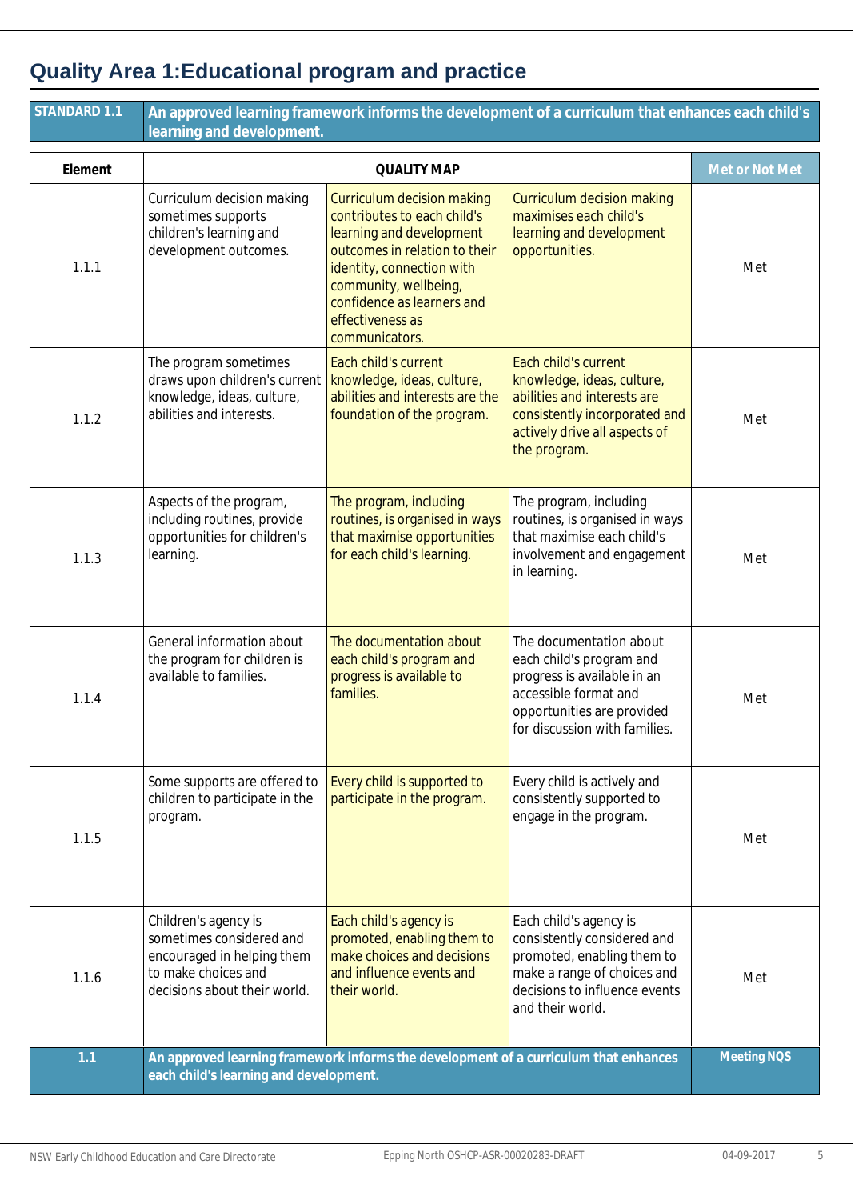# Quality Area 1:Educational program and practice

| STANDARD 1.1 | An approved learning framework informs the development of a curriculum that enhances each child's learning and development. | | | |
|---|---|---|---|---|
| **Element** | **QUALITY MAP** | | | **Met or Not Met** |
| 1.1.1 | Curriculum decision making sometimes supports children's learning and development outcomes. | Curriculum decision making contributes to each child's learning and development outcomes in relation to their identity, connection with community, wellbeing, confidence as learners and effectiveness as communicators. | Curriculum decision making maximises each child's learning and development opportunities. | Met |
| 1.1.2 | The program sometimes draws upon children's current knowledge, ideas, culture, abilities and interests. | Each child's current knowledge, ideas, culture, abilities and interests are the foundation of the program. | Each child's current knowledge, ideas, culture, abilities and interests are consistently incorporated and actively drive all aspects of the program. | Met |
| 1.1.3 | Aspects of the program, including routines, provide opportunities for children's learning. | The program, including routines, is organised in ways that maximise opportunities for each child's learning. | The program, including routines, is organised in ways that maximise each child's involvement and engagement in learning. | Met |
| 1.1.4 | General information about the program for children is available to families. | The documentation about each child's program and progress is available to families. | The documentation about each child's program and progress is available in an accessible format and opportunities are provided for discussion with families. | Met |
| 1.1.5 | Some supports are offered to children to participate in the program. | Every child is supported to participate in the program. | Every child is actively and consistently supported to engage in the program. | Met |
| 1.1.6 | Children's agency is sometimes considered and encouraged in helping them to make choices and decisions about their world. | Each child's agency is promoted, enabling them to make choices and decisions and influence events and their world. | Each child's agency is consistently considered and promoted, enabling them to make a range of choices and decisions to influence events and their world. | Met |
| **1.1** | **An approved learning framework informs the development of a curriculum that enhances each child's learning and development.** | | | **Meeting NQS** |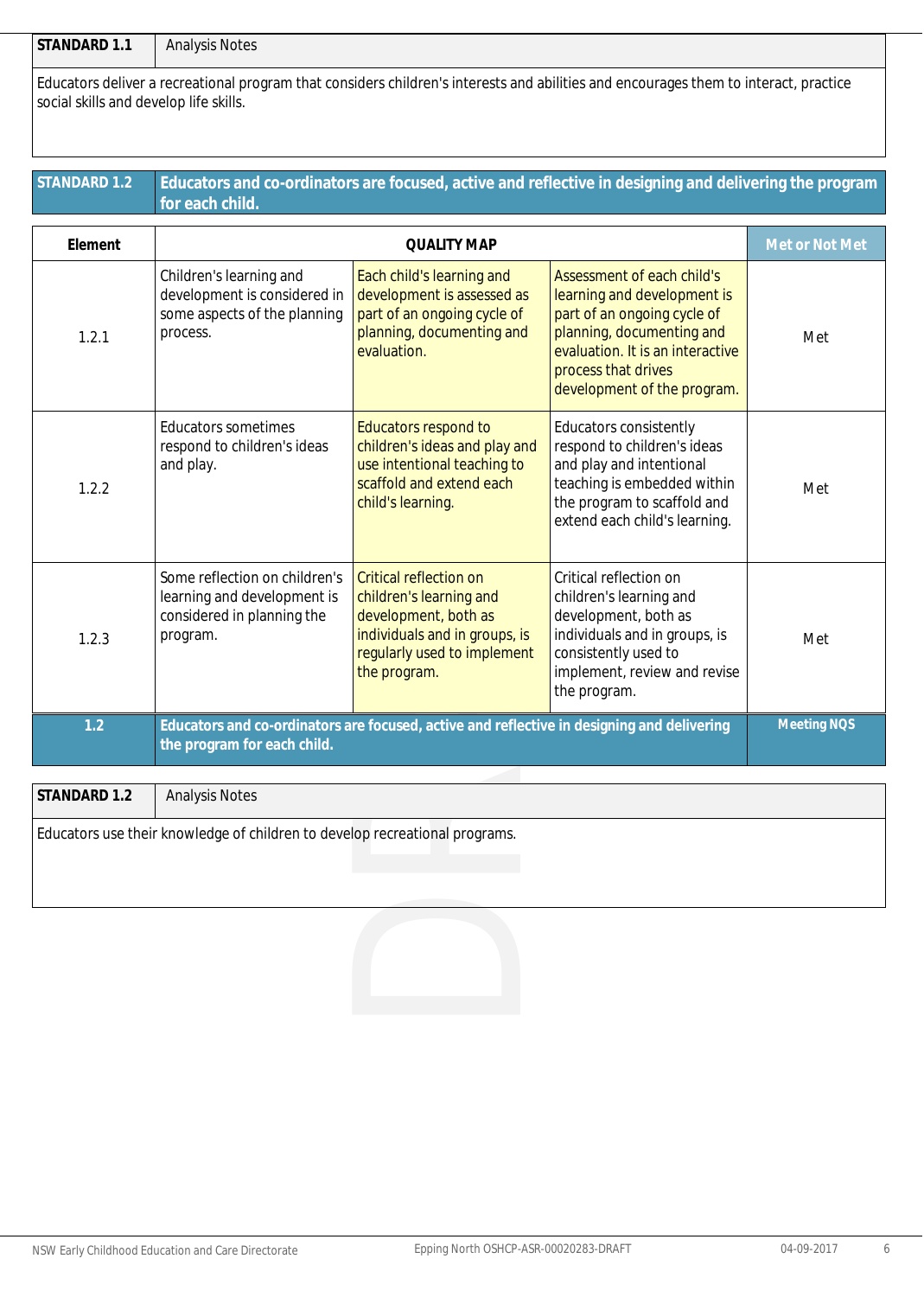| STANDARD 1.1 | Analysis Notes |
|---|---|

Educators deliver a recreational program that considers children's interests and abilities and encourages them to interact, practice social skills and develop life skills.

| STANDARD 1.2 | Educators and co-ordinators are focused, active and reflective in designing and delivering the program for each child. |
|---|---|

| Element | QUALITY MAP | | | Met or Not Met |
|---|---|---|---|---|
| 1.2.1 | Children's learning and development is considered in some aspects of the planning process. | Each child's learning and development is assessed as part of an ongoing cycle of planning, documenting and evaluation. | Assessment of each child's learning and development is part of an ongoing cycle of planning, documenting and evaluation. It is an interactive process that drives development of the program. | Met |
| 1.2.2 | Educators sometimes respond to children's ideas and play. | Educators respond to children's ideas and play and use intentional teaching to scaffold and extend each child's learning. | Educators consistently respond to children's ideas and play and intentional teaching is embedded within the program to scaffold and extend each child's learning. | Met |
| 1.2.3 | Some reflection on children's learning and development is considered in planning the program. | Critical reflection on children's learning and development, both as individuals and in groups, is regularly used to implement the program. | Critical reflection on children's learning and development, both as individuals and in groups, is consistently used to implement, review and revise the program. | Met |
| 1.2 | Educators and co-ordinators are focused, active and reflective in designing and delivering the program for each child. | | | Meeting NQS |

| STANDARD 1.2 | Analysis Notes |
|---|---|

Educators use their knowledge of children to develop recreational programs.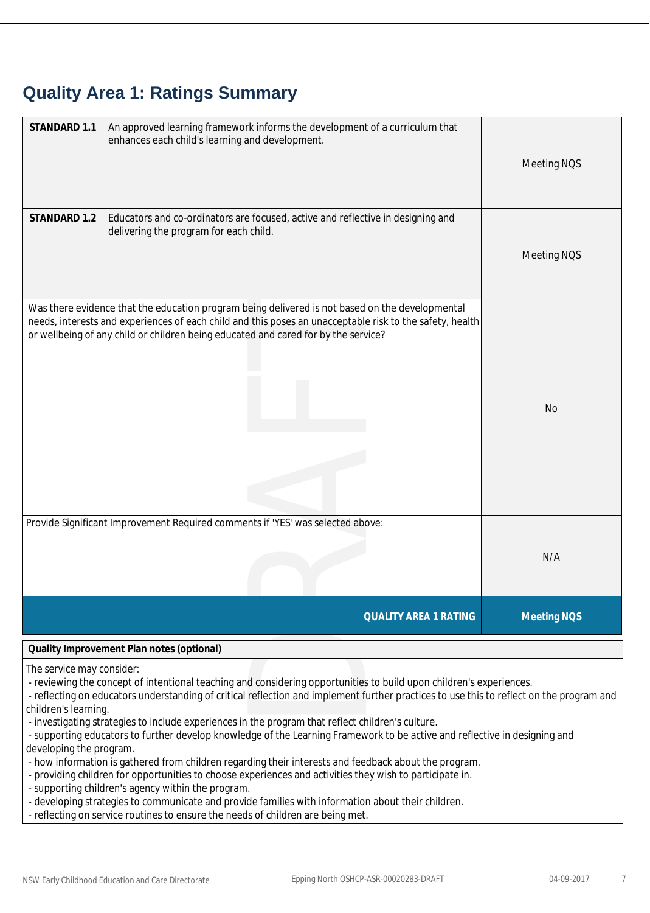## Quality Area 1: Ratings Summary

| | | |
|---|---|---|
| **STANDARD 1.1** | An approved learning framework informs the development of a curriculum that enhances each child's learning and development. | Meeting NQS |
| **STANDARD 1.2** | Educators and co-ordinators are focused, active and reflective in designing and delivering the program for each child. | Meeting NQS |
| Was there evidence that the education program being delivered is not based on the developmental needs, interests and experiences of each child and this poses an unacceptable risk to the safety, health or wellbeing of any child or children being educated and cared for by the service? | | No |
| Provide Significant Improvement Required comments if 'YES' was selected above: | | N/A |
| | **QUALITY AREA 1 RATING** | **Meeting NQS** |

**Quality Improvement Plan notes (optional)**

The service may consider:
- reviewing the concept of intentional teaching and considering opportunities to build upon children's experiences.
- reflecting on educators understanding of critical reflection and implement further practices to use this to reflect on the program and children's learning.
- investigating strategies to include experiences in the program that reflect children's culture.
- supporting educators to further develop knowledge of the Learning Framework to be active and reflective in designing and developing the program.
- how information is gathered from children regarding their interests and feedback about the program.
- providing children for opportunities to choose experiences and activities they wish to participate in.
- supporting children's agency within the program.
- developing strategies to communicate and provide families with information about their children.
- reflecting on service routines to ensure the needs of children are being met.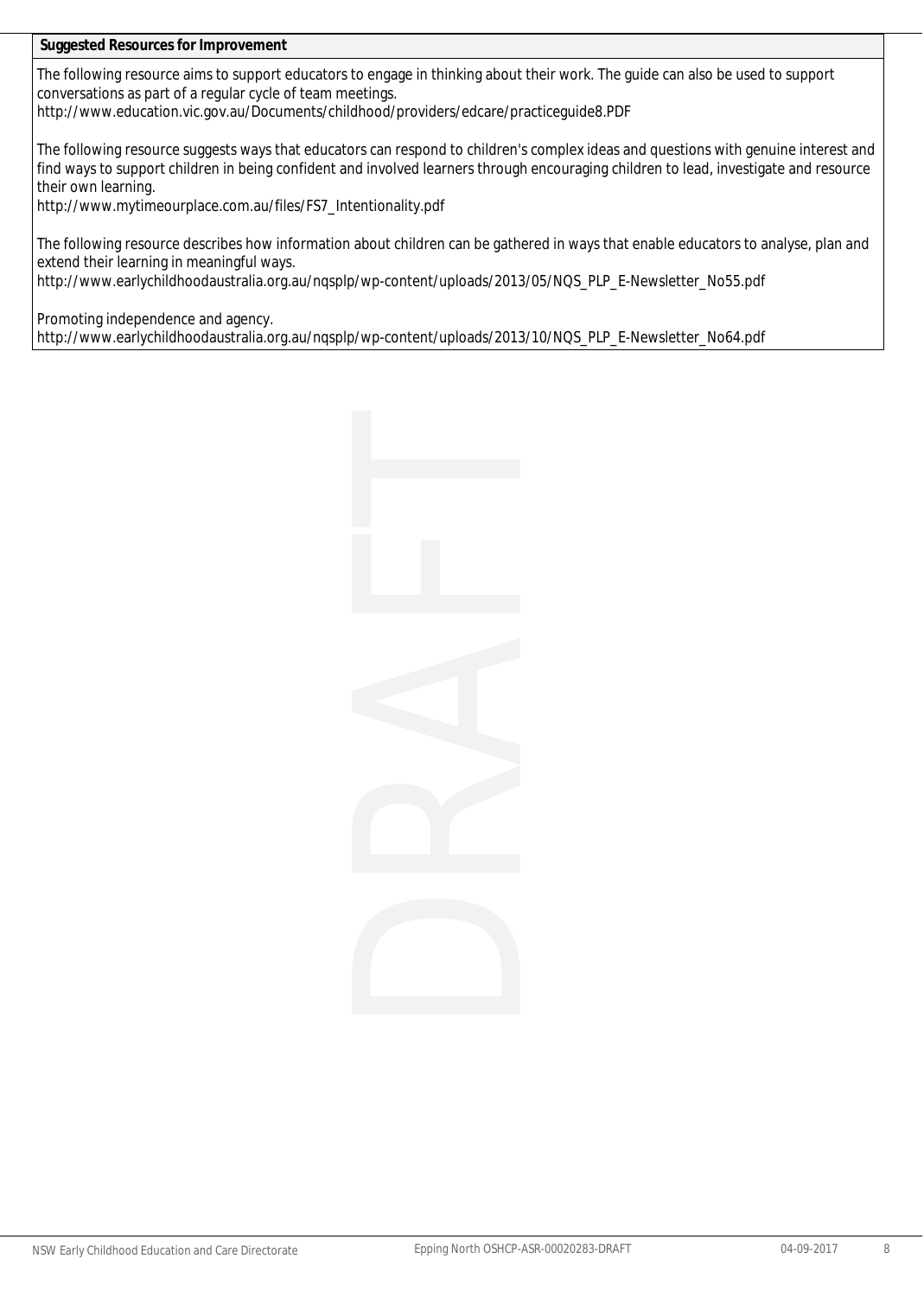**Suggested Resources for Improvement**

The following resource aims to support educators to engage in thinking about their work. The guide can also be used to support conversations as part of a regular cycle of team meetings.
http://www.education.vic.gov.au/Documents/childhood/providers/edcare/practiceguide8.PDF

The following resource suggests ways that educators can respond to children's complex ideas and questions with genuine interest and find ways to support children in being confident and involved learners through encouraging children to lead, investigate and resource their own learning.
http://www.mytimeourplace.com.au/files/FS7_Intentionality.pdf

The following resource describes how information about children can be gathered in ways that enable educators to analyse, plan and extend their learning in meaningful ways.
http://www.earlychildhoodaustralia.org.au/nqsplp/wp-content/uploads/2013/05/NQS_PLP_E-Newsletter_No55.pdf

Promoting independence and agency.
http://www.earlychildhoodaustralia.org.au/nqsplp/wp-content/uploads/2013/10/NQS_PLP_E-Newsletter_No64.pdf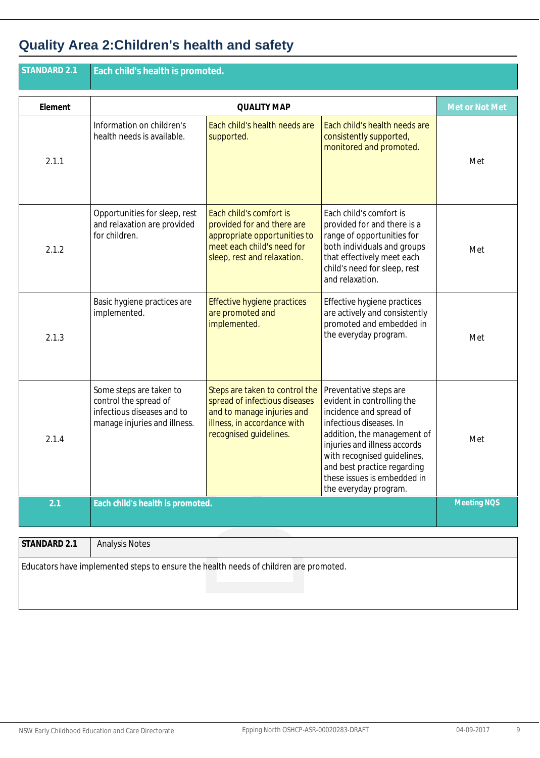## Quality Area 2:Children's health and safety

| STANDARD 2.1 | Each child's health is promoted. |
|---|---|

| Element | QUALITY MAP | | | Met or Not Met |
|---|---|---|---|---|
| 2.1.1 | Information on children's health needs is available. | Each child's health needs are supported. | Each child's health needs are consistently supported, monitored and promoted. | Met |
| 2.1.2 | Opportunities for sleep, rest and relaxation are provided for children. | Each child's comfort is provided for and there are appropriate opportunities to meet each child's need for sleep, rest and relaxation. | Each child's comfort is provided for and there is a range of opportunities for both individuals and groups that effectively meet each child's need for sleep, rest and relaxation. | Met |
| 2.1.3 | Basic hygiene practices are implemented. | Effective hygiene practices are promoted and implemented. | Effective hygiene practices are actively and consistently promoted and embedded in the everyday program. | Met |
| 2.1.4 | Some steps are taken to control the spread of infectious diseases and to manage injuries and illness. | Steps are taken to control the spread of infectious diseases and to manage injuries and illness, in accordance with recognised guidelines. | Preventative steps are evident in controlling the incidence and spread of infectious diseases. In addition, the management of injuries and illness accords with recognised guidelines, and best practice regarding these issues is embedded in the everyday program. | Met |
| 2.1 | Each child's health is promoted. | | | Meeting NQS |

| STANDARD 2.1 | Analysis Notes |
|---|---|
| Educators have implemented steps to ensure the health needs of children are promoted. | |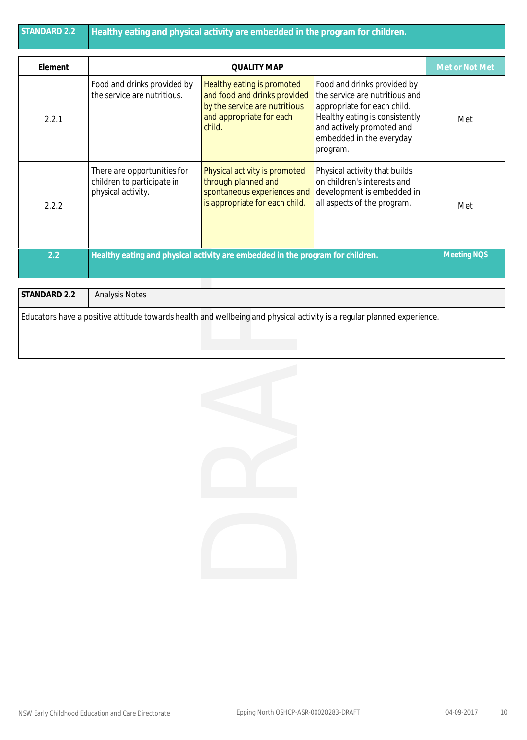| STANDARD 2.2 | Healthy eating and physical activity are embedded in the program for children. |
|---|---|

| Element | QUALITY MAP | | | Met or Not Met |
|---|---|---|---|---|
| 2.2.1 | Food and drinks provided by the service are nutritious. | Healthy eating is promoted and food and drinks provided by the service are nutritious and appropriate for each child. | Food and drinks provided by the service are nutritious and appropriate for each child. Healthy eating is consistently and actively promoted and embedded in the everyday program. | Met |
| 2.2.2 | There are opportunities for children to participate in physical activity. | Physical activity is promoted through planned and spontaneous experiences and is appropriate for each child. | Physical activity that builds on children's interests and development is embedded in all aspects of the program. | Met |
| 2.2 | Healthy eating and physical activity are embedded in the program for children. | | | Meeting NQS |

| STANDARD 2.2 | Analysis Notes |
|---|---|
| Educators have a positive attitude towards health and wellbeing and physical activity is a regular planned experience. | |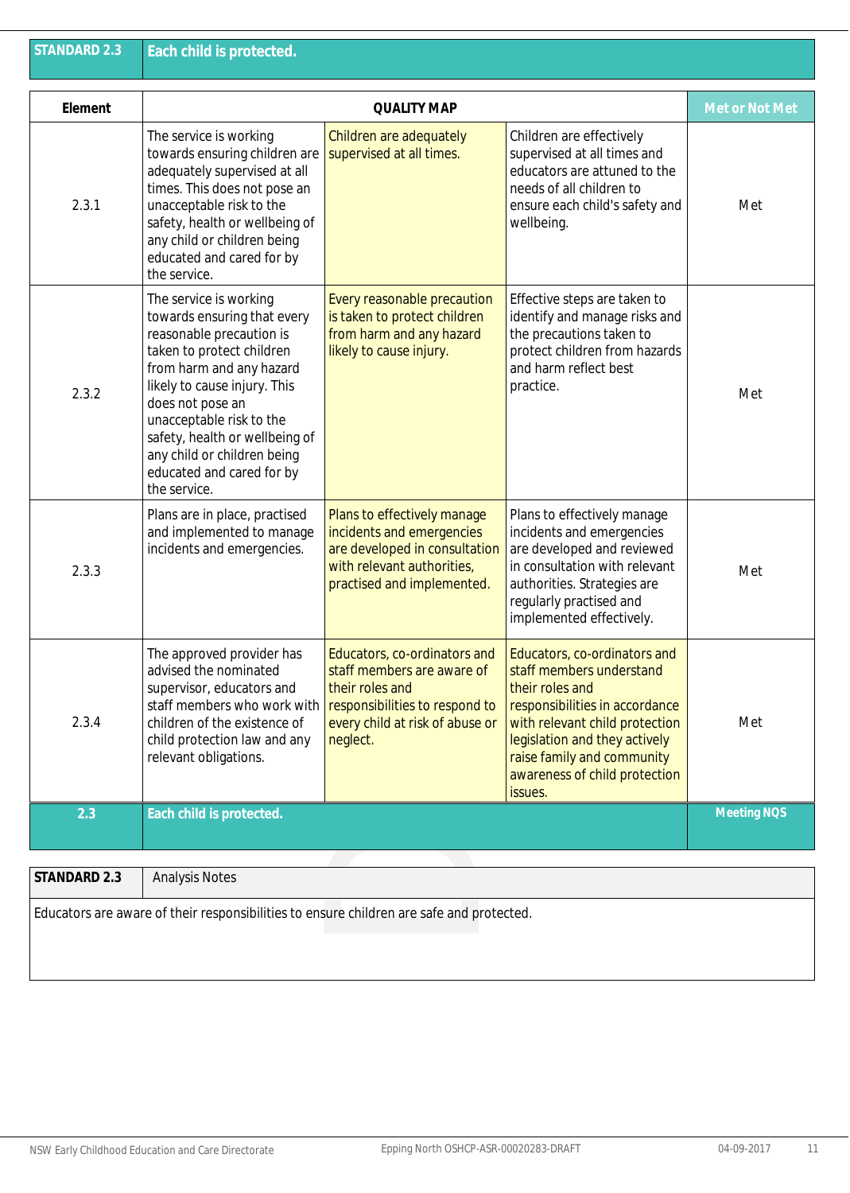| STANDARD 2.3 | Each child is protected. |
|---|---|

| Element | QUALITY MAP | | | Met or Not Met |
|---|---|---|---|---|
| 2.3.1 | The service is working towards ensuring children are adequately supervised at all times. This does not pose an unacceptable risk to the safety, health or wellbeing of any child or children being educated and cared for by the service. | Children are adequately supervised at all times. | Children are effectively supervised at all times and educators are attuned to the needs of all children to ensure each child's safety and wellbeing. | Met |
| 2.3.2 | The service is working towards ensuring that every reasonable precaution is taken to protect children from harm and any hazard likely to cause injury. This does not pose an unacceptable risk to the safety, health or wellbeing of any child or children being educated and cared for by the service. | Every reasonable precaution is taken to protect children from harm and any hazard likely to cause injury. | Effective steps are taken to identify and manage risks and the precautions taken to protect children from hazards and harm reflect best practice. | Met |
| 2.3.3 | Plans are in place, practised and implemented to manage incidents and emergencies. | Plans to effectively manage incidents and emergencies are developed in consultation with relevant authorities, practised and implemented. | Plans to effectively manage incidents and emergencies are developed and reviewed in consultation with relevant authorities. Strategies are regularly practised and implemented effectively. | Met |
| 2.3.4 | The approved provider has advised the nominated supervisor, educators and staff members who work with children of the existence of child protection law and any relevant obligations. | Educators, co-ordinators and staff members are aware of their roles and responsibilities to respond to every child at risk of abuse or neglect. | Educators, co-ordinators and staff members understand their roles and responsibilities in accordance with relevant child protection legislation and they actively raise family and community awareness of child protection issues. | Met |
| 2.3 | Each child is protected. | | | Meeting NQS |

| STANDARD 2.3 | Analysis Notes |
|---|---|
| Educators are aware of their responsibilities to ensure children are safe and protected. | |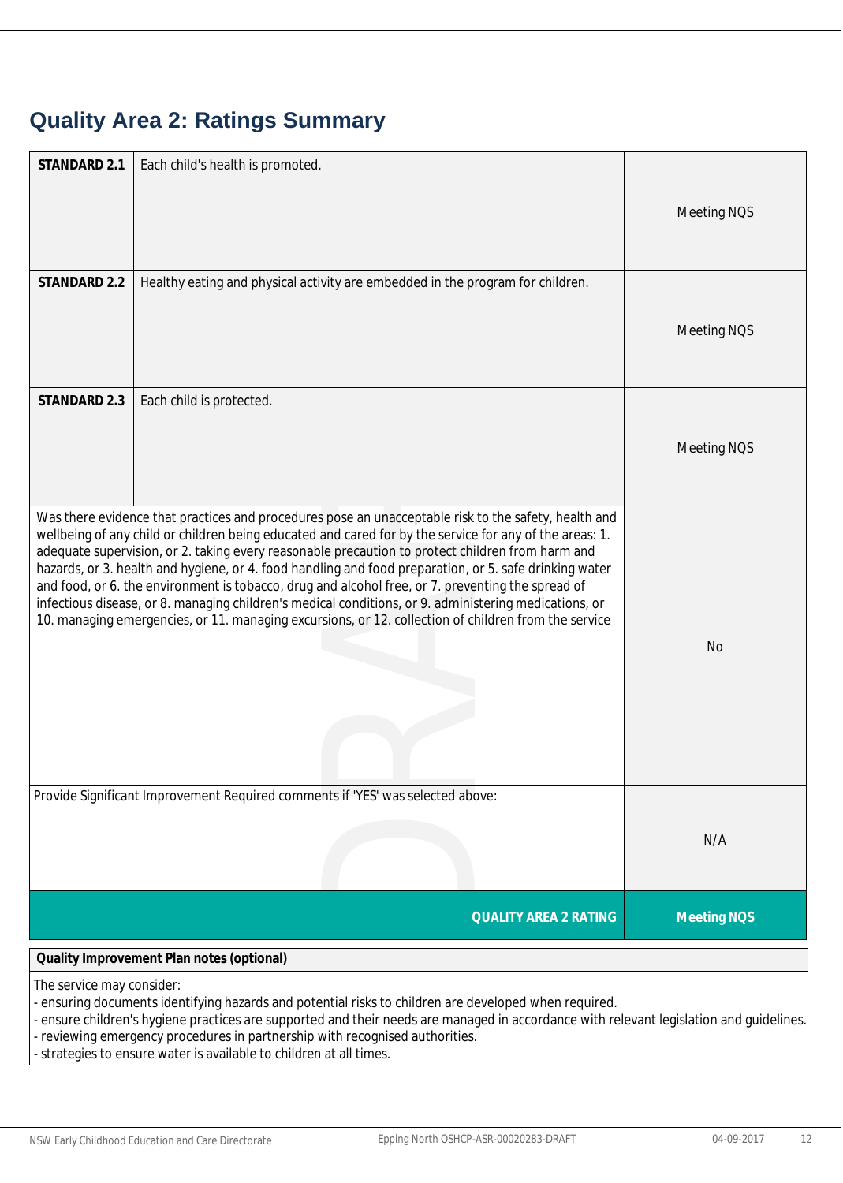# Quality Area 2: Ratings Summary

| | | |
|---|---|---|
| **STANDARD 2.1** | Each child's health is promoted. | Meeting NQS |
| **STANDARD 2.2** | Healthy eating and physical activity are embedded in the program for children. | Meeting NQS |
| **STANDARD 2.3** | Each child is protected. | Meeting NQS |
| Was there evidence that practices and procedures pose an unacceptable risk to the safety, health and wellbeing of any child or children being educated and cared for by the service for any of the areas: 1. adequate supervision, or 2. taking every reasonable precaution to protect children from harm and hazards, or 3. health and hygiene, or 4. food handling and food preparation, or 5. safe drinking water and food, or 6. the environment is tobacco, drug and alcohol free, or 7. preventing the spread of infectious disease, or 8. managing children's medical conditions, or 9. administering medications, or 10. managing emergencies, or 11. managing excursions, or 12. collection of children from the service | | No |
| Provide Significant Improvement Required comments if 'YES' was selected above: | | N/A |
| | **QUALITY AREA 2 RATING** | **Meeting NQS** |

| **Quality Improvement Plan notes (optional)** |
|---|
| The service may consider:<br>- ensuring documents identifying hazards and potential risks to children are developed when required.<br>- ensure children's hygiene practices are supported and their needs are managed in accordance with relevant legislation and guidelines.<br>- reviewing emergency procedures in partnership with recognised authorities.<br>- strategies to ensure water is available to children at all times. |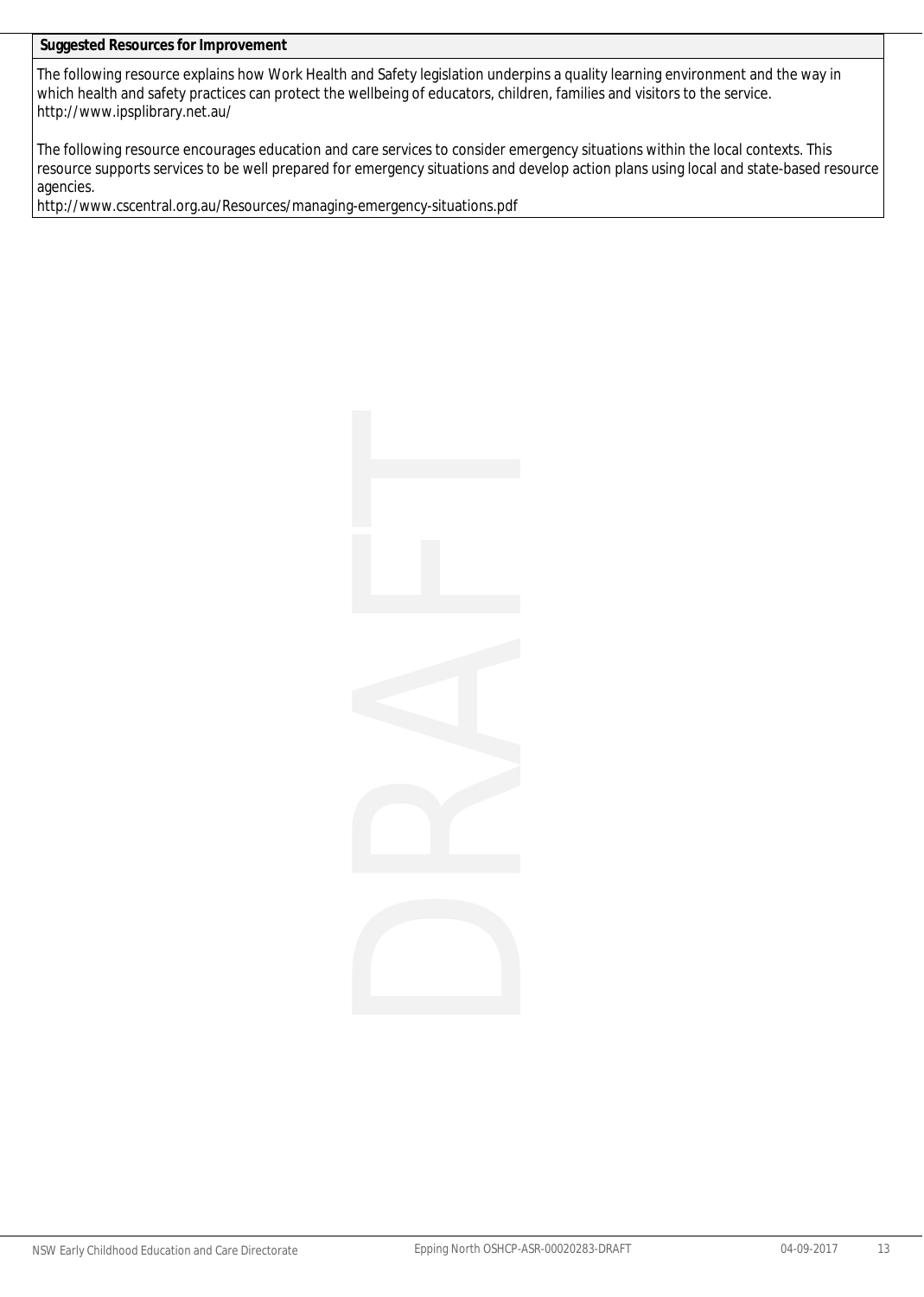**Suggested Resources for Improvement**

The following resource explains how Work Health and Safety legislation underpins a quality learning environment and the way in which health and safety practices can protect the wellbeing of educators, children, families and visitors to the service.
http://www.ipsplibrary.net.au/

The following resource encourages education and care services to consider emergency situations within the local contexts. This resource supports services to be well prepared for emergency situations and develop action plans using local and state-based resource agencies.
http://www.cscentral.org.au/Resources/managing-emergency-situations.pdf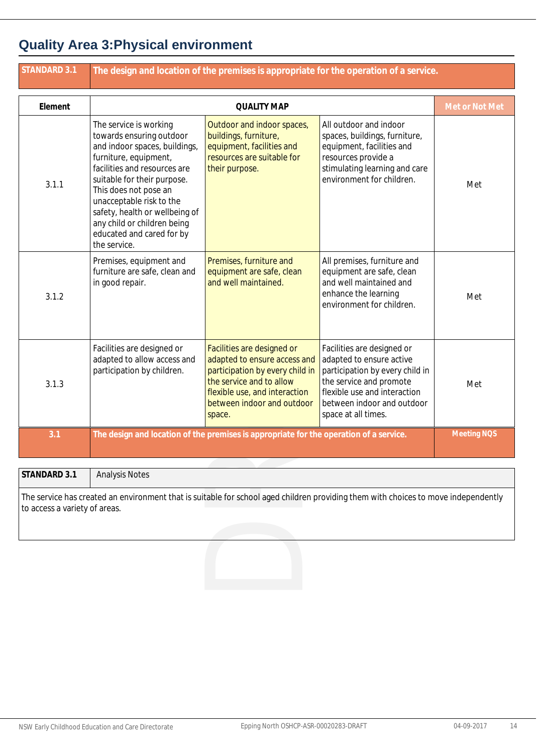# Quality Area 3:Physical environment

| STANDARD 3.1 | The design and location of the premises is appropriate for the operation of a service. | | | |
|---|---|---|---|---|
| **Element** | **QUALITY MAP** | | | **Met or Not Met** |
| 3.1.1 | The service is working towards ensuring outdoor and indoor spaces, buildings, furniture, equipment, facilities and resources are suitable for their purpose. This does not pose an unacceptable risk to the safety, health or wellbeing of any child or children being educated and cared for by the service. | Outdoor and indoor spaces, buildings, furniture, equipment, facilities and resources are suitable for their purpose. | All outdoor and indoor spaces, buildings, furniture, equipment, facilities and resources provide a stimulating learning and care environment for children. | Met |
| 3.1.2 | Premises, equipment and furniture are safe, clean and in good repair. | Premises, furniture and equipment are safe, clean and well maintained. | All premises, furniture and equipment are safe, clean and well maintained and enhance the learning environment for children. | Met |
| 3.1.3 | Facilities are designed or adapted to allow access and participation by children. | Facilities are designed or adapted to ensure access and participation by every child in the service and to allow flexible use, and interaction between indoor and outdoor space. | Facilities are designed or adapted to ensure active participation by every child in the service and promote flexible use and interaction between indoor and outdoor space at all times. | Met |
| **3.1** | **The design and location of the premises is appropriate for the operation of a service.** | | | **Meeting NQS** |

| STANDARD 3.1 | Analysis Notes |
|---|---|
| The service has created an environment that is suitable for school aged children providing them with choices to move independently to access a variety of areas. | |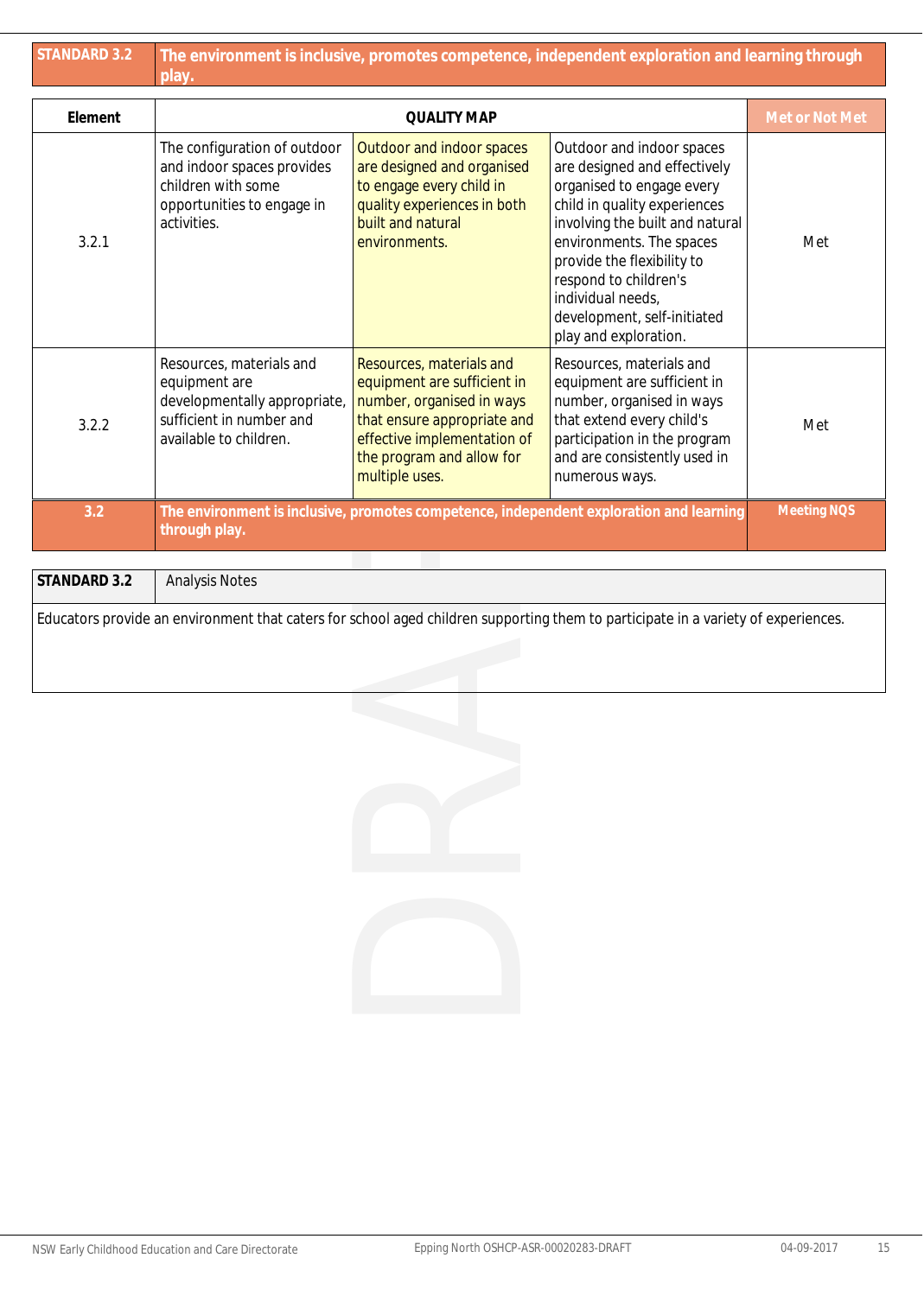| STANDARD 3.2 | The environment is inclusive, promotes competence, independent exploration and learning through play. | | | |
|---|---|---|---|---|
| **Element** | **QUALITY MAP** | | | **Met or Not Met** |
| 3.2.1 | The configuration of outdoor and indoor spaces provides children with some opportunities to engage in activities. | Outdoor and indoor spaces are designed and organised to engage every child in quality experiences in both built and natural environments. | Outdoor and indoor spaces are designed and effectively organised to engage every child in quality experiences involving the built and natural environments. The spaces provide the flexibility to respond to children's individual needs, development, self-initiated play and exploration. | Met |
| 3.2.2 | Resources, materials and equipment are developmentally appropriate, sufficient in number and available to children. | Resources, materials and equipment are sufficient in number, organised in ways that ensure appropriate and effective implementation of the program and allow for multiple uses. | Resources, materials and equipment are sufficient in number, organised in ways that extend every child's participation in the program and are consistently used in numerous ways. | Met |
| **3.2** | **The environment is inclusive, promotes competence, independent exploration and learning through play.** | | | **Meeting NQS** |

| STANDARD 3.2 | Analysis Notes |
|---|---|
| Educators provide an environment that caters for school aged children supporting them to participate in a variety of experiences. | |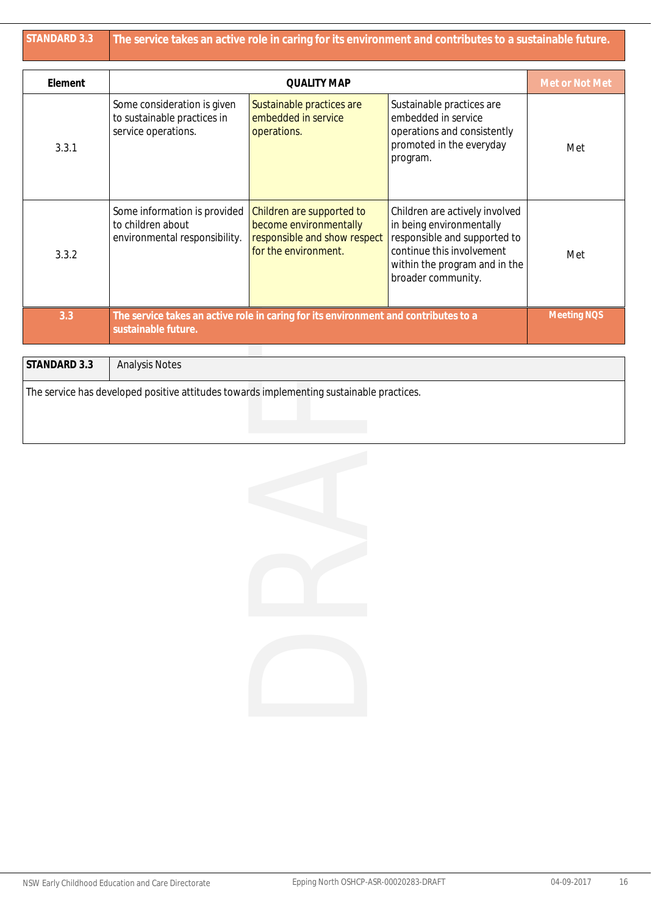| STANDARD 3.3 | The service takes an active role in caring for its environment and contributes to a sustainable future. |
|---|---|

| Element | QUALITY MAP | | | Met or Not Met |
|---|---|---|---|---|
| 3.3.1 | Some consideration is given to sustainable practices in service operations. | Sustainable practices are embedded in service operations. | Sustainable practices are embedded in service operations and consistently promoted in the everyday program. | Met |
| 3.3.2 | Some information is provided to children about environmental responsibility. | Children are supported to become environmentally responsible and show respect for the environment. | Children are actively involved in being environmentally responsible and supported to continue this involvement within the program and in the broader community. | Met |
| 3.3 | The service takes an active role in caring for its environment and contributes to a sustainable future. | | | Meeting NQS |

| STANDARD 3.3 | Analysis Notes |
|---|---|
| The service has developed positive attitudes towards implementing sustainable practices. | |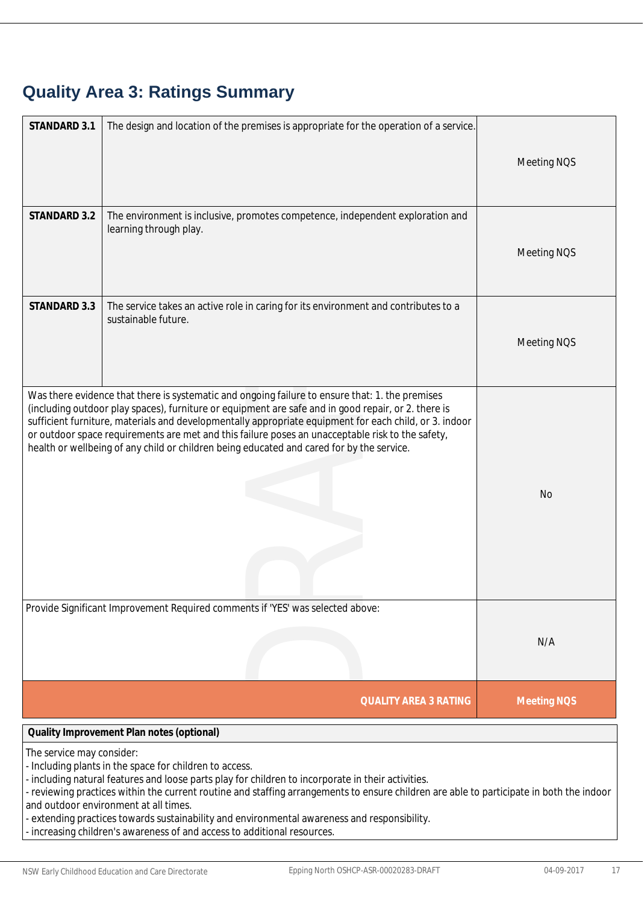## Quality Area 3: Ratings Summary

| | | |
|---|---|---|
| **STANDARD 3.1** | The design and location of the premises is appropriate for the operation of a service. | Meeting NQS |
| **STANDARD 3.2** | The environment is inclusive, promotes competence, independent exploration and learning through play. | Meeting NQS |
| **STANDARD 3.3** | The service takes an active role in caring for its environment and contributes to a sustainable future. | Meeting NQS |
| Was there evidence that there is systematic and ongoing failure to ensure that: 1. the premises (including outdoor play spaces), furniture or equipment are safe and in good repair, or 2. there is sufficient furniture, materials and developmentally appropriate equipment for each child, or 3. indoor or outdoor space requirements are met and this failure poses an unacceptable risk to the safety, health or wellbeing of any child or children being educated and cared for by the service. | | No |
| Provide Significant Improvement Required comments if 'YES' was selected above: | | N/A |
| | **QUALITY AREA 3 RATING** | **Meeting NQS** |

**Quality Improvement Plan notes (optional)**

The service may consider:
- Including plants in the space for children to access.
- including natural features and loose parts play for children to incorporate in their activities.
- reviewing practices within the current routine and staffing arrangements to ensure children are able to participate in both the indoor and outdoor environment at all times.
- extending practices towards sustainability and environmental awareness and responsibility.
- increasing children's awareness of and access to additional resources.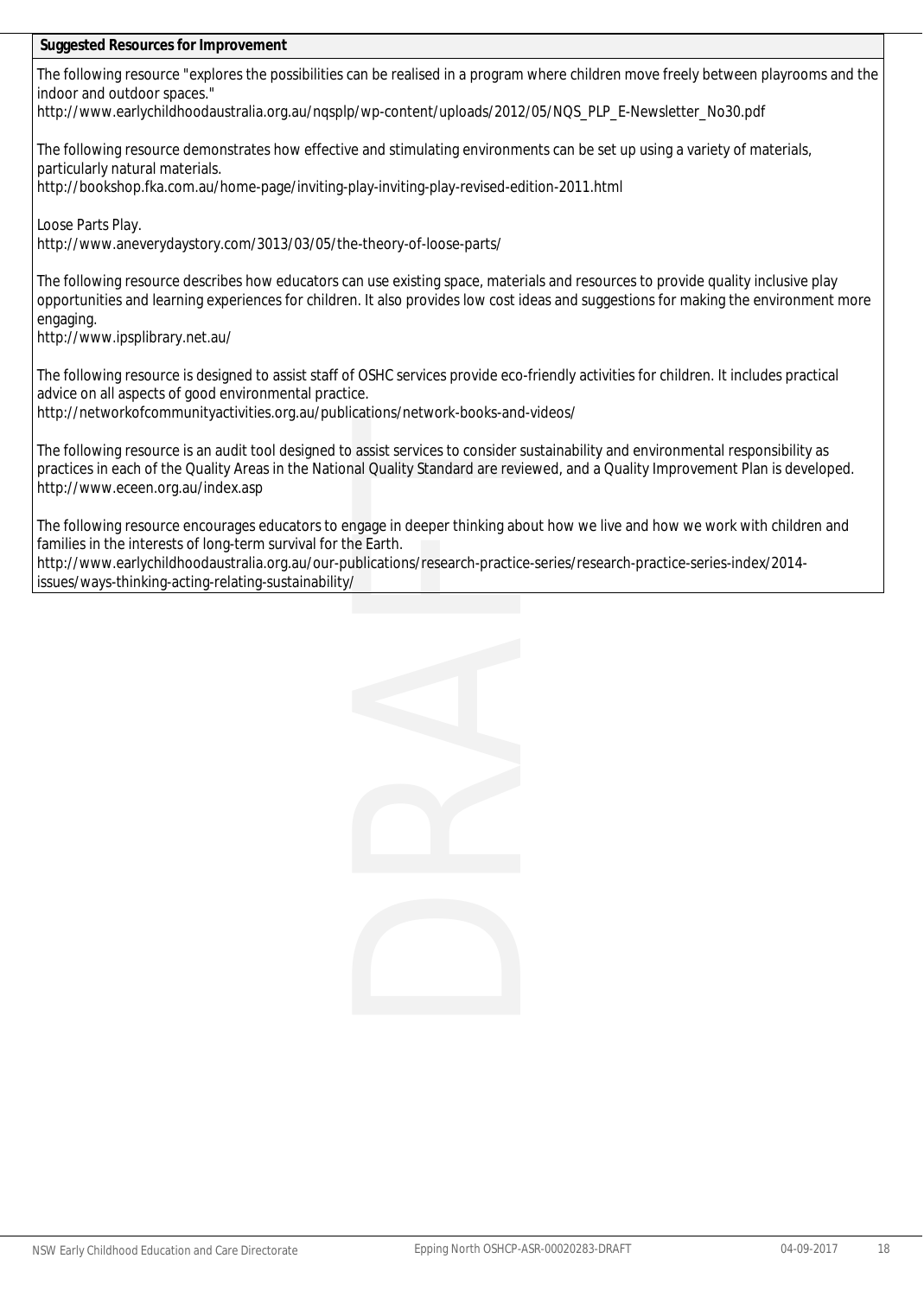**Suggested Resources for Improvement**

The following resource "explores the possibilities can be realised in a program where children move freely between playrooms and the indoor and outdoor spaces."
http://www.earlychildhoodaustralia.org.au/nqsplp/wp-content/uploads/2012/05/NQS_PLP_E-Newsletter_No30.pdf

The following resource demonstrates how effective and stimulating environments can be set up using a variety of materials, particularly natural materials.
http://bookshop.fka.com.au/home-page/inviting-play-inviting-play-revised-edition-2011.html

Loose Parts Play.
http://www.aneverydaystory.com/3013/03/05/the-theory-of-loose-parts/

The following resource describes how educators can use existing space, materials and resources to provide quality inclusive play opportunities and learning experiences for children. It also provides low cost ideas and suggestions for making the environment more engaging.
http://www.ipsplibrary.net.au/

The following resource is designed to assist staff of OSHC services provide eco-friendly activities for children. It includes practical advice on all aspects of good environmental practice.
http://networkofcommunityactivities.org.au/publications/network-books-and-videos/

The following resource is an audit tool designed to assist services to consider sustainability and environmental responsibility as practices in each of the Quality Areas in the National Quality Standard are reviewed, and a Quality Improvement Plan is developed.
http://www.eceen.org.au/index.asp

The following resource encourages educators to engage in deeper thinking about how we live and how we work with children and families in the interests of long-term survival for the Earth.
http://www.earlychildhoodaustralia.org.au/our-publications/research-practice-series/research-practice-series-index/2014-issues/ways-thinking-acting-relating-sustainability/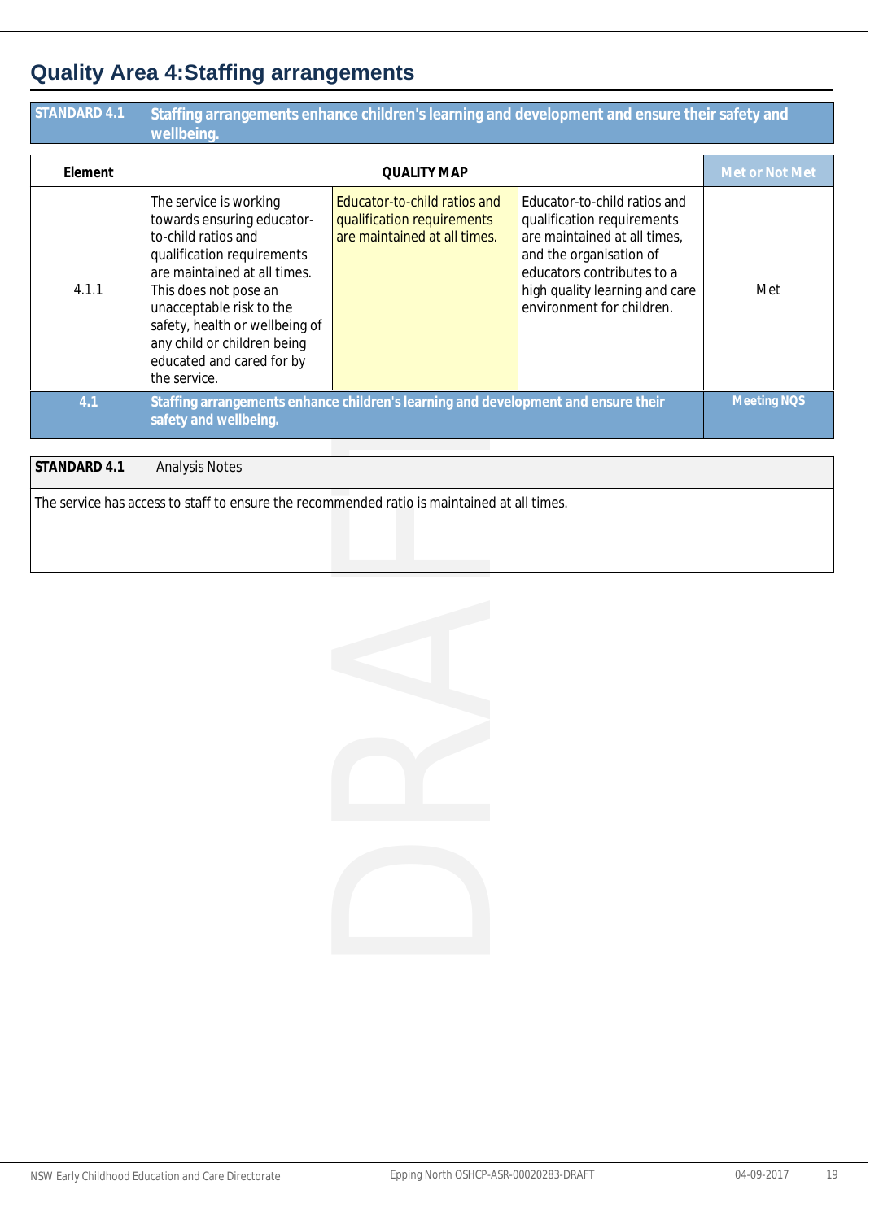## Quality Area 4:Staffing arrangements

| STANDARD 4.1 | Staffing arrangements enhance children's learning and development and ensure their safety and wellbeing. |
|---|---|

| Element | QUALITY MAP | | | Met or Not Met |
|---|---|---|---|---|
| 4.1.1 | The service is working towards ensuring educator-to-child ratios and qualification requirements are maintained at all times. This does not pose an unacceptable risk to the safety, health or wellbeing of any child or children being educated and cared for by the service. | Educator-to-child ratios and qualification requirements are maintained at all times. | Educator-to-child ratios and qualification requirements are maintained at all times, and the organisation of educators contributes to a high quality learning and care environment for children. | Met |
| **4.1** | **Staffing arrangements enhance children's learning and development and ensure their safety and wellbeing.** | | | **Meeting NQS** |

| STANDARD 4.1 | Analysis Notes |
|---|---|
| The service has access to staff to ensure the recommended ratio is maintained at all times. | |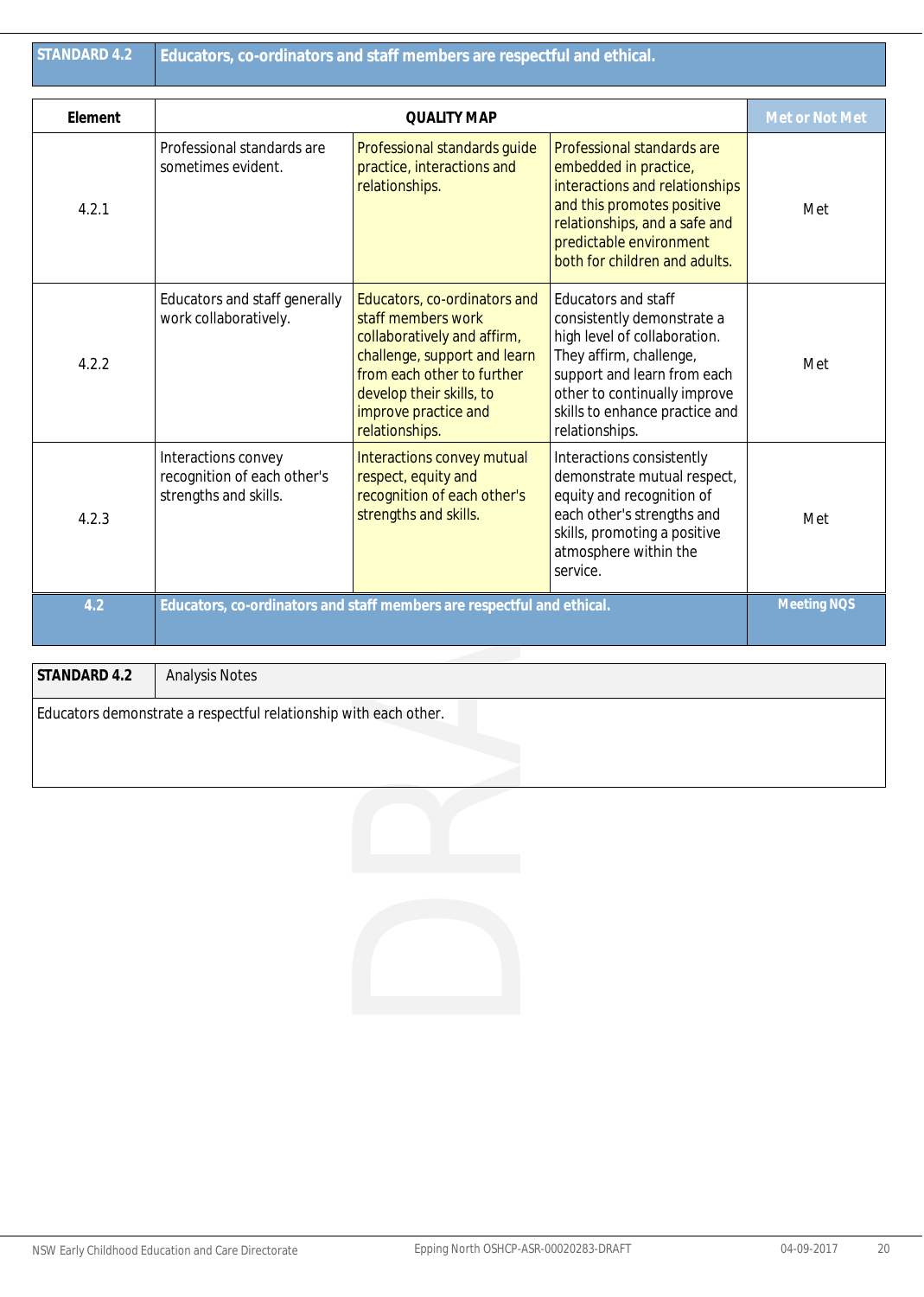| STANDARD 4.2 | Educators, co-ordinators and staff members are respectful and ethical. |
|---|---|

| Element | QUALITY MAP | | | Met or Not Met |
|---|---|---|---|---|
| 4.2.1 | Professional standards are sometimes evident. | Professional standards guide practice, interactions and relationships. | Professional standards are embedded in practice, interactions and relationships and this promotes positive relationships, and a safe and predictable environment both for children and adults. | Met |
| 4.2.2 | Educators and staff generally work collaboratively. | Educators, co-ordinators and staff members work collaboratively and affirm, challenge, support and learn from each other to further develop their skills, to improve practice and relationships. | Educators and staff consistently demonstrate a high level of collaboration. They affirm, challenge, support and learn from each other to continually improve skills to enhance practice and relationships. | Met |
| 4.2.3 | Interactions convey recognition of each other's strengths and skills. | Interactions convey mutual respect, equity and recognition of each other's strengths and skills. | Interactions consistently demonstrate mutual respect, equity and recognition of each other's strengths and skills, promoting a positive atmosphere within the service. | Met |
| 4.2 | Educators, co-ordinators and staff members are respectful and ethical. | | | Meeting NQS |

| STANDARD 4.2 | Analysis Notes |
|---|---|
| Educators demonstrate a respectful relationship with each other. | |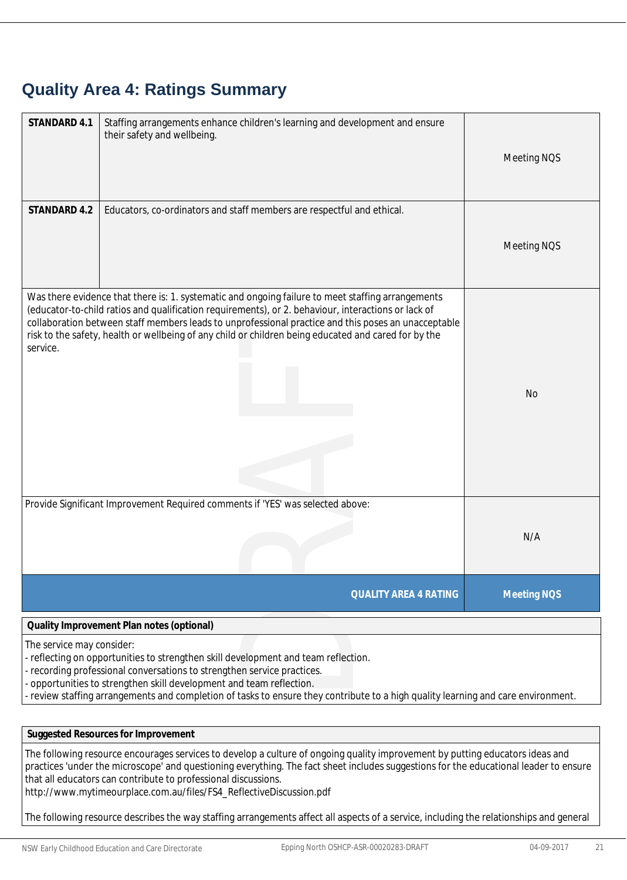## Quality Area 4: Ratings Summary

| | | |
|---|---|---|
| **STANDARD 4.1** | Staffing arrangements enhance children's learning and development and ensure their safety and wellbeing. | Meeting NQS |
| **STANDARD 4.2** | Educators, co-ordinators and staff members are respectful and ethical. | Meeting NQS |
| Was there evidence that there is: 1. systematic and ongoing failure to meet staffing arrangements (educator-to-child ratios and qualification requirements), or 2. behaviour, interactions or lack of collaboration between staff members leads to unprofessional practice and this poses an unacceptable risk to the safety, health or wellbeing of any child or children being educated and cared for by the service. | | No |
| Provide Significant Improvement Required comments if 'YES' was selected above: | | N/A |
| | **QUALITY AREA 4 RATING** | **Meeting NQS** |

| **Quality Improvement Plan notes (optional)** |
|---|
| The service may consider:<br>- reflecting on opportunities to strengthen skill development and team reflection.<br>- recording professional conversations to strengthen service practices.<br>- opportunities to strengthen skill development and team reflection.<br>- review staffing arrangements and completion of tasks to ensure they contribute to a high quality learning and care environment. |

| **Suggested Resources for Improvement** |
|---|
| The following resource encourages services to develop a culture of ongoing quality improvement by putting educators ideas and practices 'under the microscope' and questioning everything. The fact sheet includes suggestions for the educational leader to ensure that all educators can contribute to professional discussions.<br>http://www.mytimeourplace.com.au/files/FS4_ReflectiveDiscussion.pdf<br><br>The following resource describes the way staffing arrangements affect all aspects of a service, including the relationships and general |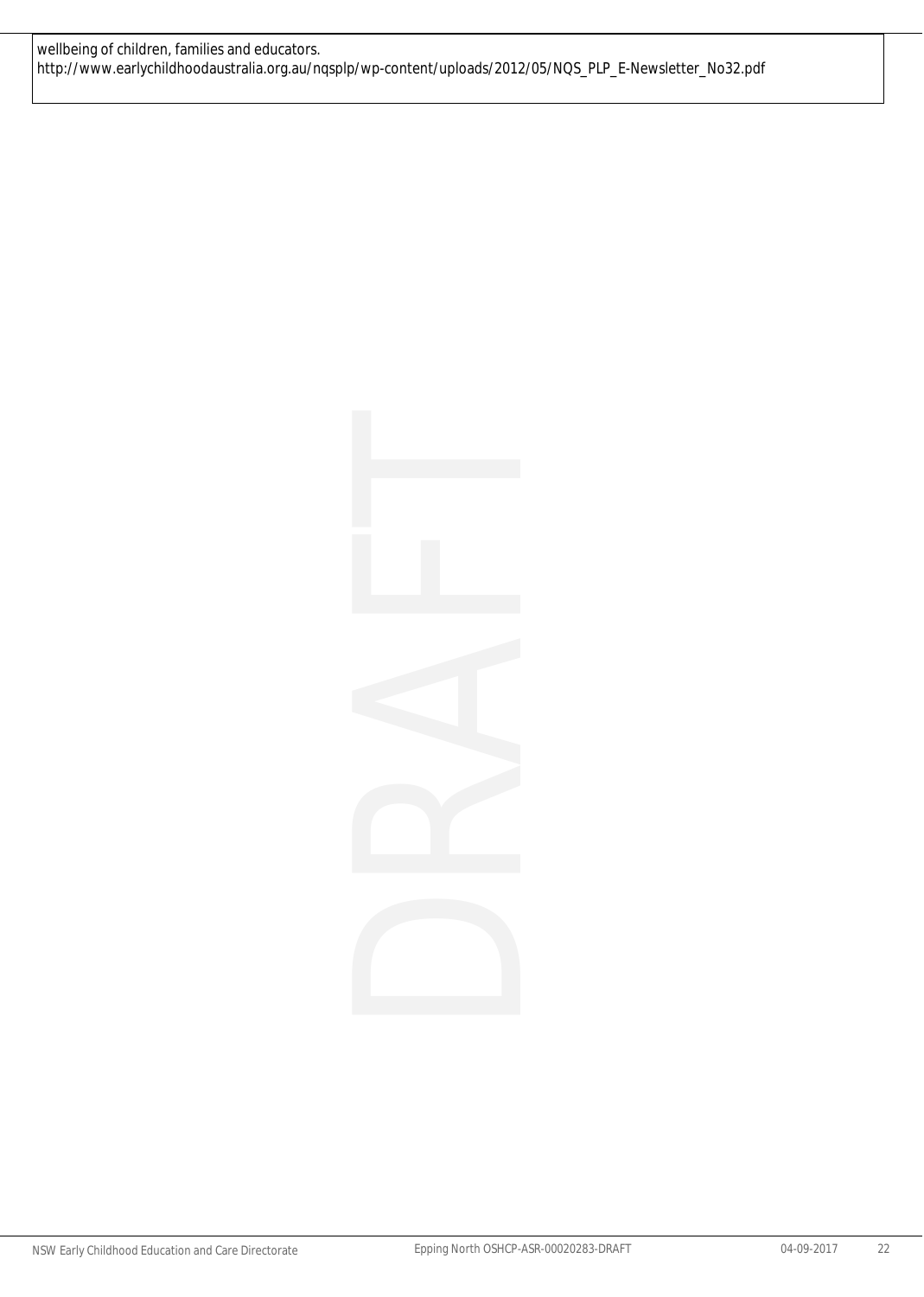wellbeing of children, families and educators.
http://www.earlychildhoodaustralia.org.au/nqsplp/wp-content/uploads/2012/05/NQS_PLP_E-Newsletter_No32.pdf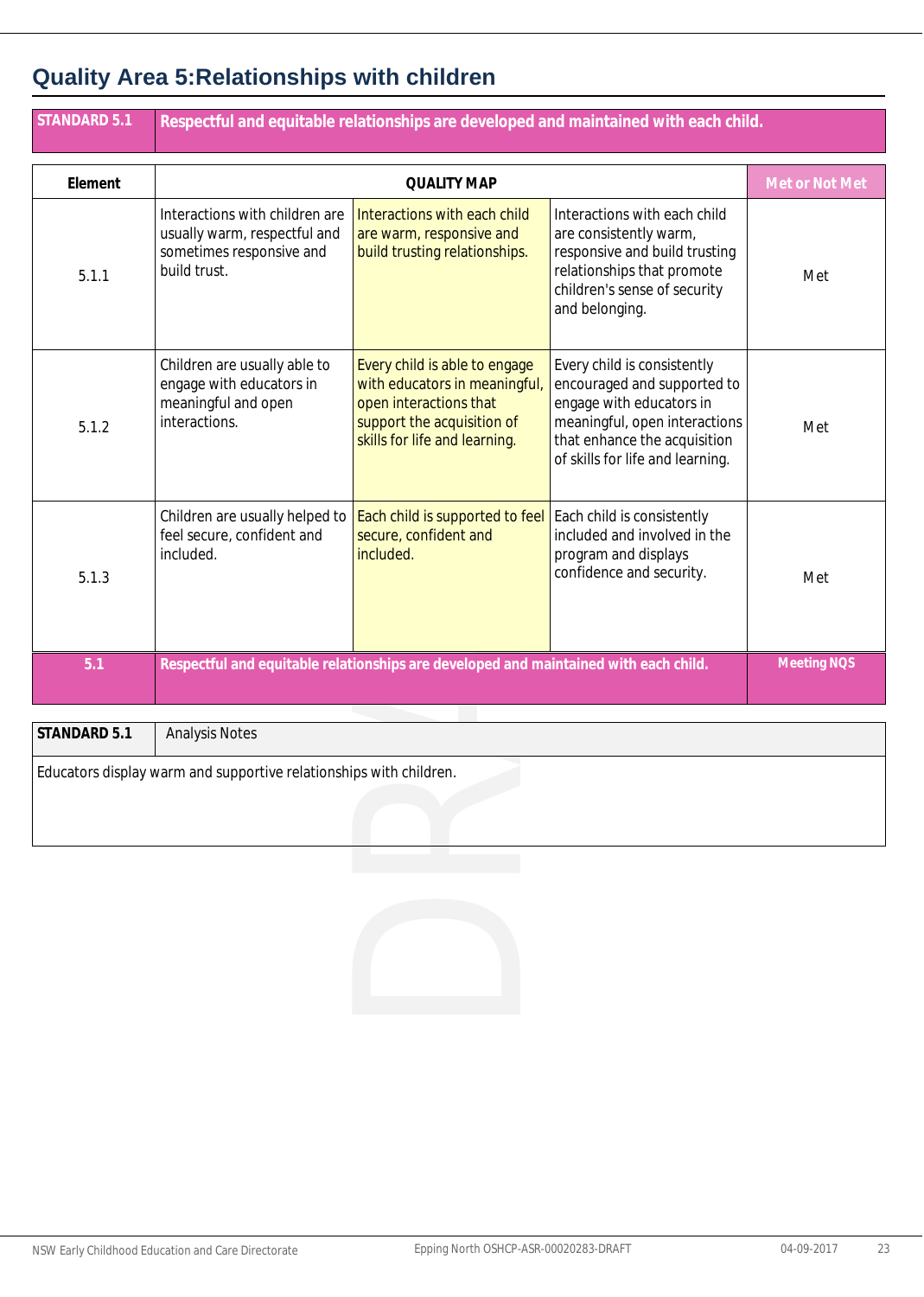## Quality Area 5:Relationships with children

| STANDARD 5.1 | Respectful and equitable relationships are developed and maintained with each child. |
|---|---|

| Element | QUALITY MAP | | | Met or Not Met |
|---|---|---|---|---|
| 5.1.1 | Interactions with children are usually warm, respectful and sometimes responsive and build trust. | Interactions with each child are warm, responsive and build trusting relationships. | Interactions with each child are consistently warm, responsive and build trusting relationships that promote children's sense of security and belonging. | Met |
| 5.1.2 | Children are usually able to engage with educators in meaningful and open interactions. | Every child is able to engage with educators in meaningful, open interactions that support the acquisition of skills for life and learning. | Every child is consistently encouraged and supported to engage with educators in meaningful, open interactions that enhance the acquisition of skills for life and learning. | Met |
| 5.1.3 | Children are usually helped to feel secure, confident and included. | Each child is supported to feel secure, confident and included. | Each child is consistently included and involved in the program and displays confidence and security. | Met |
| 5.1 | Respectful and equitable relationships are developed and maintained with each child. | | | Meeting NQS |

| STANDARD 5.1 | Analysis Notes |
|---|---|
| Educators display warm and supportive relationships with children. | |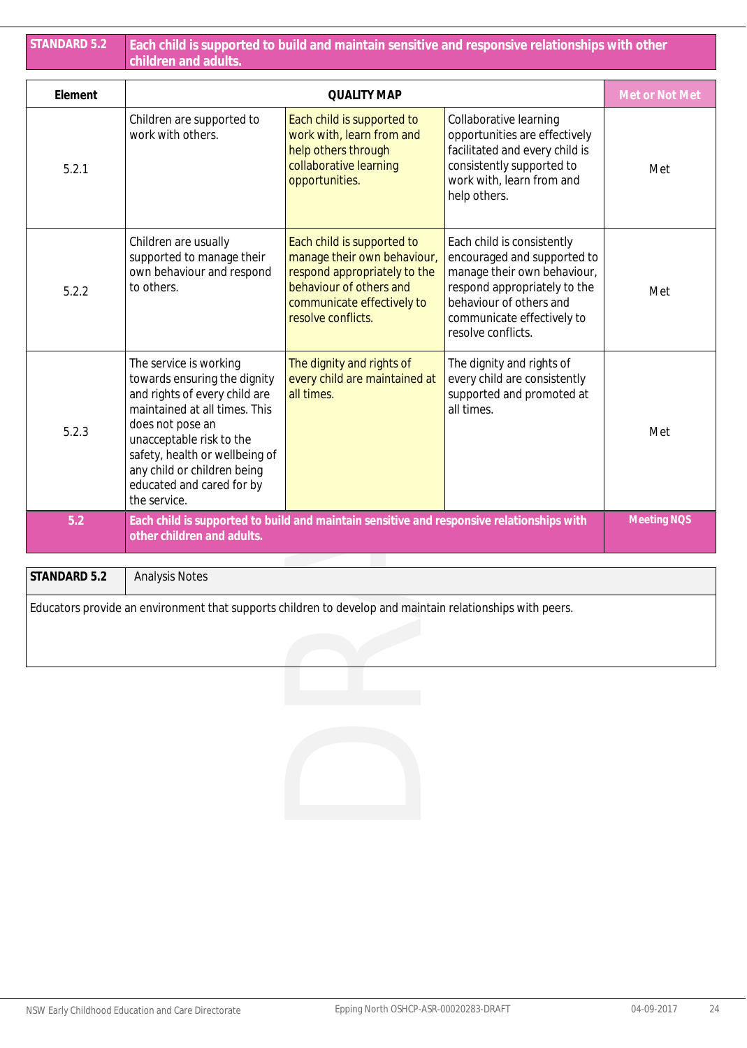| STANDARD 5.2 | Each child is supported to build and maintain sensitive and responsive relationships with other children and adults. |
|---|---|

| Element | QUALITY MAP | | | Met or Not Met |
|---|---|---|---|---|
| 5.2.1 | Children are supported to work with others. | Each child is supported to work with, learn from and help others through collaborative learning opportunities. | Collaborative learning opportunities are effectively facilitated and every child is consistently supported to work with, learn from and help others. | Met |
| 5.2.2 | Children are usually supported to manage their own behaviour and respond to others. | Each child is supported to manage their own behaviour, respond appropriately to the behaviour of others and communicate effectively to resolve conflicts. | Each child is consistently encouraged and supported to manage their own behaviour, respond appropriately to the behaviour of others and communicate effectively to resolve conflicts. | Met |
| 5.2.3 | The service is working towards ensuring the dignity and rights of every child are maintained at all times. This does not pose an unacceptable risk to the safety, health or wellbeing of any child or children being educated and cared for by the service. | The dignity and rights of every child are maintained at all times. | The dignity and rights of every child are consistently supported and promoted at all times. | Met |
| 5.2 | Each child is supported to build and maintain sensitive and responsive relationships with other children and adults. | | | Meeting NQS |

| STANDARD 5.2 | Analysis Notes |
|---|---|
| Educators provide an environment that supports children to develop and maintain relationships with peers. | |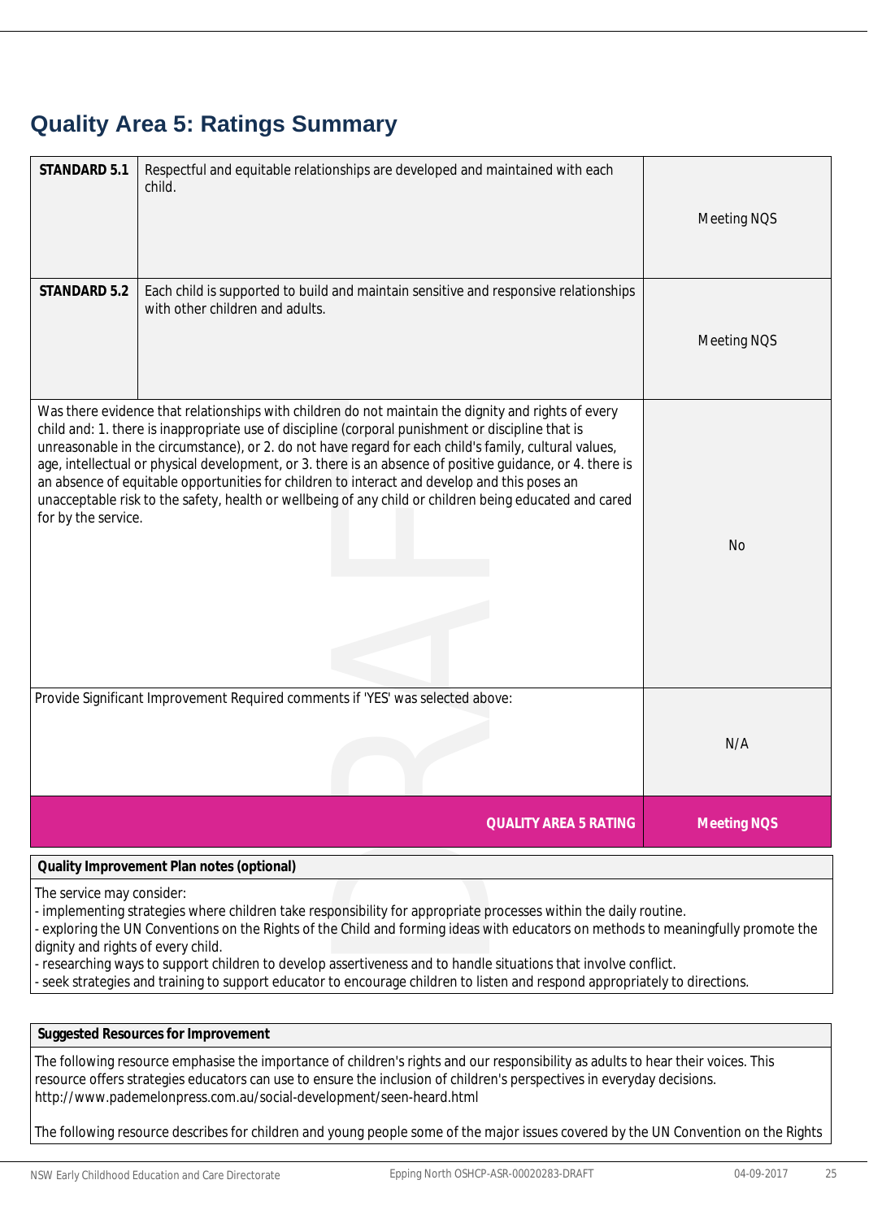## Quality Area 5: Ratings Summary

| | | |
|---|---|---|
| **STANDARD 5.1** | Respectful and equitable relationships are developed and maintained with each child. | Meeting NQS |
| **STANDARD 5.2** | Each child is supported to build and maintain sensitive and responsive relationships with other children and adults. | Meeting NQS |
| Was there evidence that relationships with children do not maintain the dignity and rights of every child and: 1. there is inappropriate use of discipline (corporal punishment or discipline that is unreasonable in the circumstance), or 2. do not have regard for each child's family, cultural values, age, intellectual or physical development, or 3. there is an absence of positive guidance, or 4. there is an absence of equitable opportunities for children to interact and develop and this poses an unacceptable risk to the safety, health or wellbeing of any child or children being educated and cared for by the service. | | No |
| Provide Significant Improvement Required comments if 'YES' was selected above: | | N/A |
| | **QUALITY AREA 5 RATING** | **Meeting NQS** |

**Quality Improvement Plan notes (optional)**

The service may consider:
- implementing strategies where children take responsibility for appropriate processes within the daily routine.
- exploring the UN Conventions on the Rights of the Child and forming ideas with educators on methods to meaningfully promote the dignity and rights of every child.
- researching ways to support children to develop assertiveness and to handle situations that involve conflict.
- seek strategies and training to support educator to encourage children to listen and respond appropriately to directions.

**Suggested Resources for Improvement**

The following resource emphasise the importance of children's rights and our responsibility as adults to hear their voices. This resource offers strategies educators can use to ensure the inclusion of children's perspectives in everyday decisions.
http://www.pademelonpress.com.au/social-development/seen-heard.html

The following resource describes for children and young people some of the major issues covered by the UN Convention on the Rights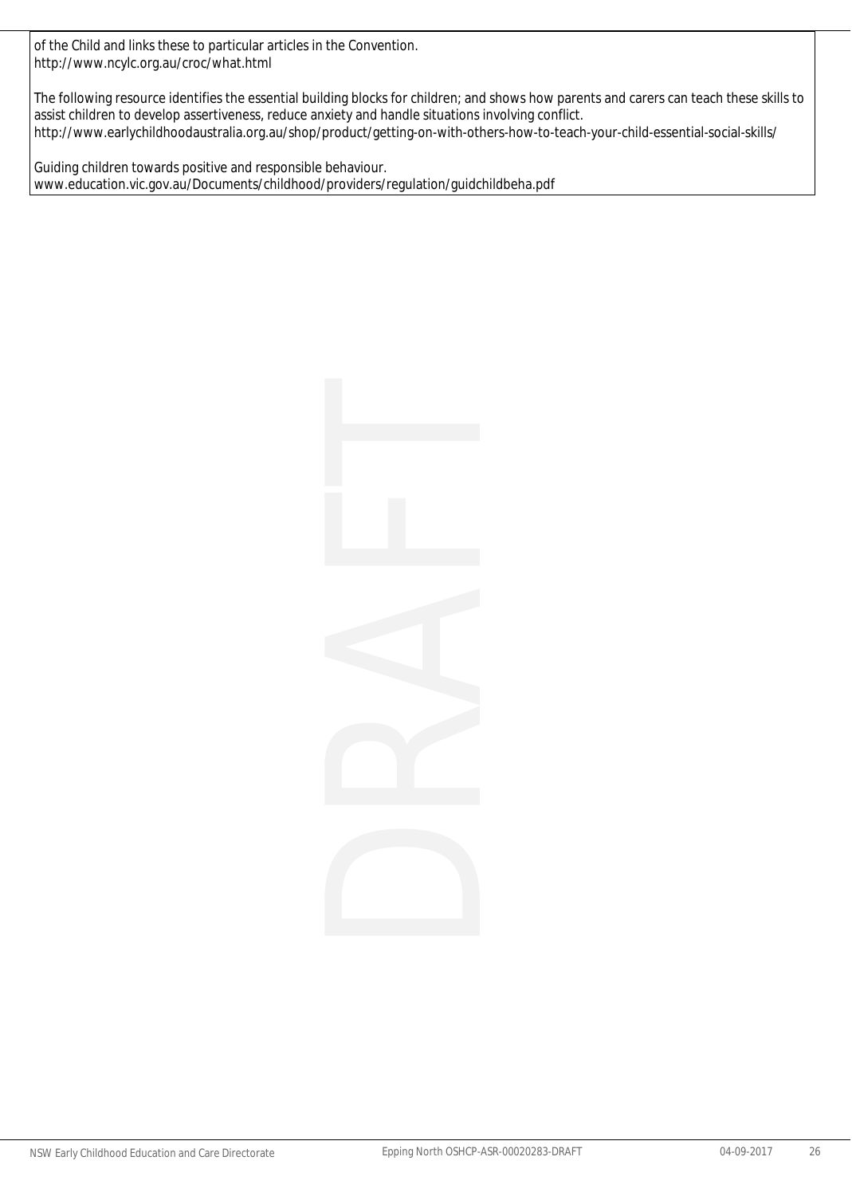of the Child and links these to particular articles in the Convention.
http://www.ncylc.org.au/croc/what.html

The following resource identifies the essential building blocks for children; and shows how parents and carers can teach these skills to assist children to develop assertiveness, reduce anxiety and handle situations involving conflict.
http://www.earlychildhoodaustralia.org.au/shop/product/getting-on-with-others-how-to-teach-your-child-essential-social-skills/

Guiding children towards positive and responsible behaviour.
www.education.vic.gov.au/Documents/childhood/providers/regulation/guidchildbeha.pdf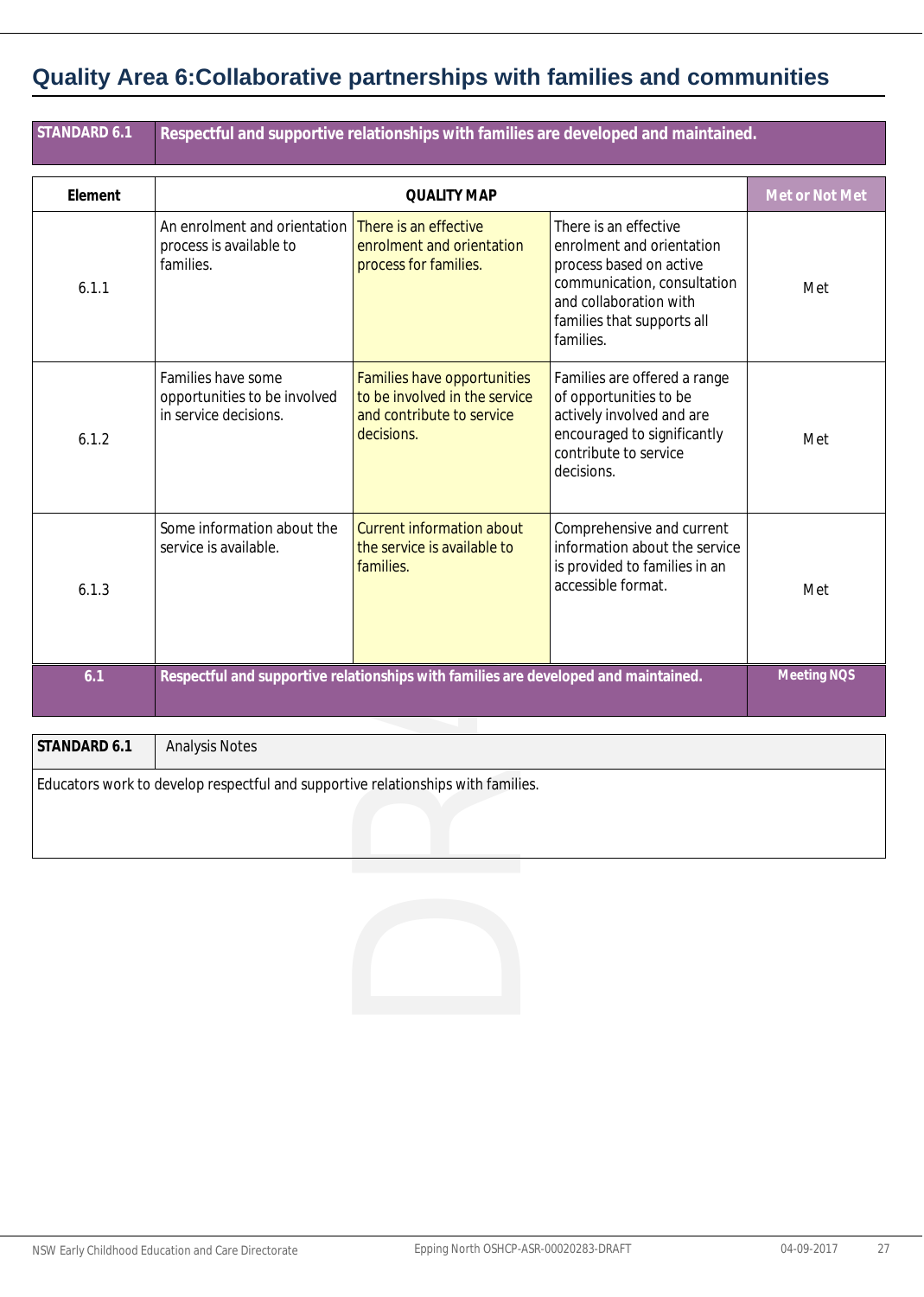## Quality Area 6:Collaborative partnerships with families and communities

| STANDARD 6.1 | Respectful and supportive relationships with families are developed and maintained. |
|---|---|

| Element | QUALITY MAP | | | Met or Not Met |
|---|---|---|---|---|
| 6.1.1 | An enrolment and orientation process is available to families. | There is an effective enrolment and orientation process for families. | There is an effective enrolment and orientation process based on active communication, consultation and collaboration with families that supports all families. | Met |
| 6.1.2 | Families have some opportunities to be involved in service decisions. | Families have opportunities to be involved in the service and contribute to service decisions. | Families are offered a range of opportunities to be actively involved and are encouraged to significantly contribute to service decisions. | Met |
| 6.1.3 | Some information about the service is available. | Current information about the service is available to families. | Comprehensive and current information about the service is provided to families in an accessible format. | Met |
| 6.1 | Respectful and supportive relationships with families are developed and maintained. | | | Meeting NQS |

| STANDARD 6.1 | Analysis Notes |
|---|---|
| Educators work to develop respectful and supportive relationships with families. | |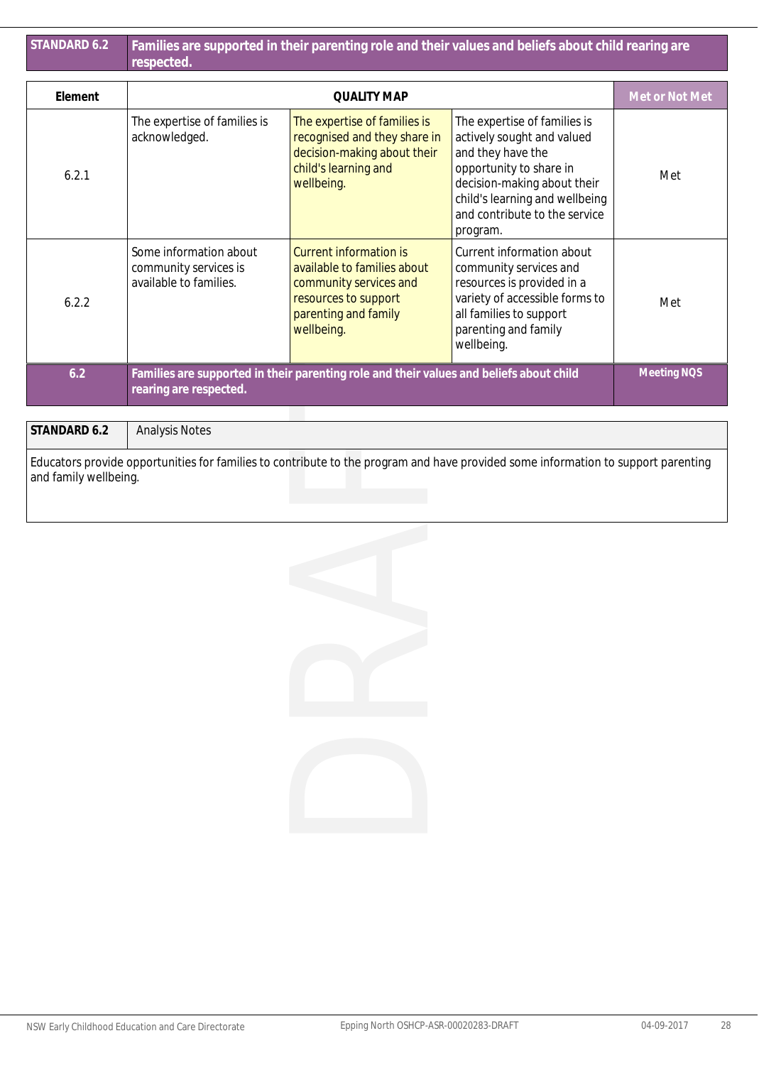| STANDARD 6.2 | Families are supported in their parenting role and their values and beliefs about child rearing are respected. |
|---|---|

| Element | QUALITY MAP | | | Met or Not Met |
|---|---|---|---|---|
| 6.2.1 | The expertise of families is acknowledged. | The expertise of families is recognised and they share in decision-making about their child's learning and wellbeing. | The expertise of families is actively sought and valued and they have the opportunity to share in decision-making about their child's learning and wellbeing and contribute to the service program. | Met |
| 6.2.2 | Some information about community services is available to families. | Current information is available to families about community services and resources to support parenting and family wellbeing. | Current information about community services and resources is provided in a variety of accessible forms to all families to support parenting and family wellbeing. | Met |
| **6.2** | **Families are supported in their parenting role and their values and beliefs about child rearing are respected.** | | | **Meeting NQS** |

| STANDARD 6.2 | Analysis Notes |
|---|---|
| Educators provide opportunities for families to contribute to the program and have provided some information to support parenting and family wellbeing. | |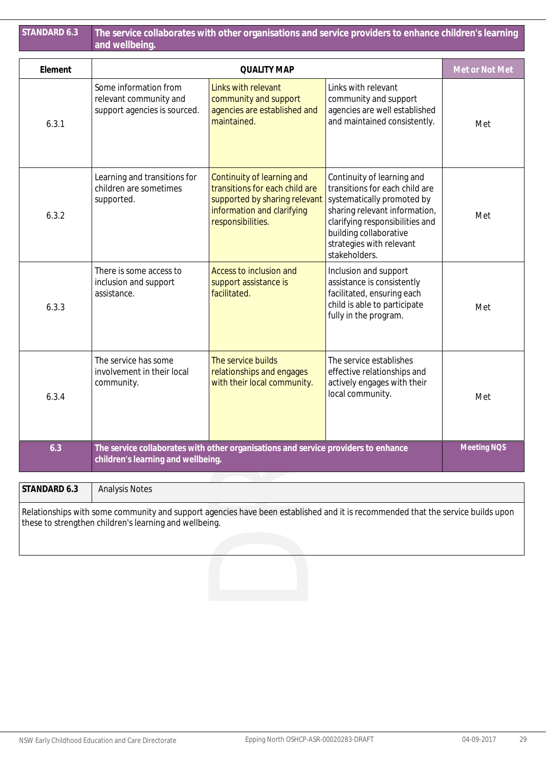| STANDARD 6.3 | The service collaborates with other organisations and service providers to enhance children's learning and wellbeing. |
|---|---|

| Element | QUALITY MAP | | | Met or Not Met |
|---|---|---|---|---|
| 6.3.1 | Some information from relevant community and support agencies is sourced. | Links with relevant community and support agencies are established and maintained. | Links with relevant community and support agencies are well established and maintained consistently. | Met |
| 6.3.2 | Learning and transitions for children are sometimes supported. | Continuity of learning and transitions for each child are supported by sharing relevant information and clarifying responsibilities. | Continuity of learning and transitions for each child are systematically promoted by sharing relevant information, clarifying responsibilities and building collaborative strategies with relevant stakeholders. | Met |
| 6.3.3 | There is some access to inclusion and support assistance. | Access to inclusion and support assistance is facilitated. | Inclusion and support assistance is consistently facilitated, ensuring each child is able to participate fully in the program. | Met |
| 6.3.4 | The service has some involvement in their local community. | The service builds relationships and engages with their local community. | The service establishes effective relationships and actively engages with their local community. | Met |
| **6.3** | **The service collaborates with other organisations and service providers to enhance children's learning and wellbeing.** | | | **Meeting NQS** |

| STANDARD 6.3 | Analysis Notes |
|---|---|
| Relationships with some community and support agencies have been established and it is recommended that the service builds upon these to strengthen children's learning and wellbeing. | |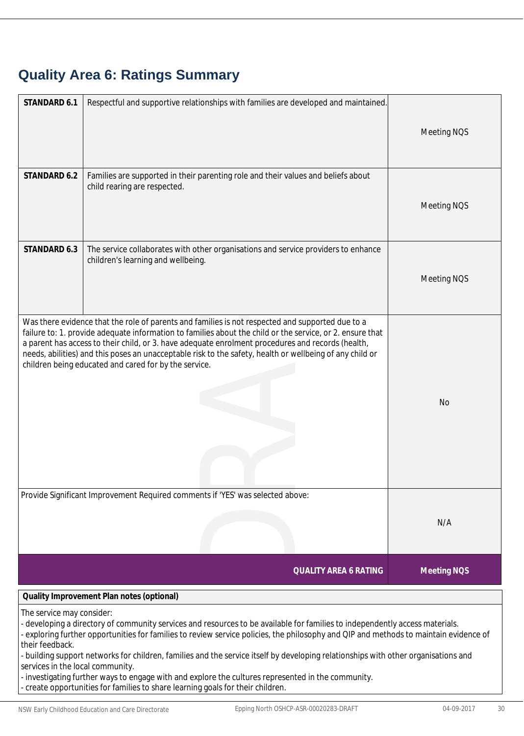## Quality Area 6: Ratings Summary

| | | |
|---|---|---|
| **STANDARD 6.1** | Respectful and supportive relationships with families are developed and maintained. | Meeting NQS |
| **STANDARD 6.2** | Families are supported in their parenting role and their values and beliefs about child rearing are respected. | Meeting NQS |
| **STANDARD 6.3** | The service collaborates with other organisations and service providers to enhance children's learning and wellbeing. | Meeting NQS |
| Was there evidence that the role of parents and families is not respected and supported due to a failure to: 1. provide adequate information to families about the child or the service, or 2. ensure that a parent has access to their child, or 3. have adequate enrolment procedures and records (health, needs, abilities) and this poses an unacceptable risk to the safety, health or wellbeing of any child or children being educated and cared for by the service. | | No |
| Provide Significant Improvement Required comments if 'YES' was selected above: | | N/A |
| | **QUALITY AREA 6 RATING** | **Meeting NQS** |

**Quality Improvement Plan notes (optional)**

The service may consider:
- developing a directory of community services and resources to be available for families to independently access materials.
- exploring further opportunities for families to review service policies, the philosophy and QIP and methods to maintain evidence of their feedback.
- building support networks for children, families and the service itself by developing relationships with other organisations and services in the local community.
- investigating further ways to engage with and explore the cultures represented in the community.
- create opportunities for families to share learning goals for their children.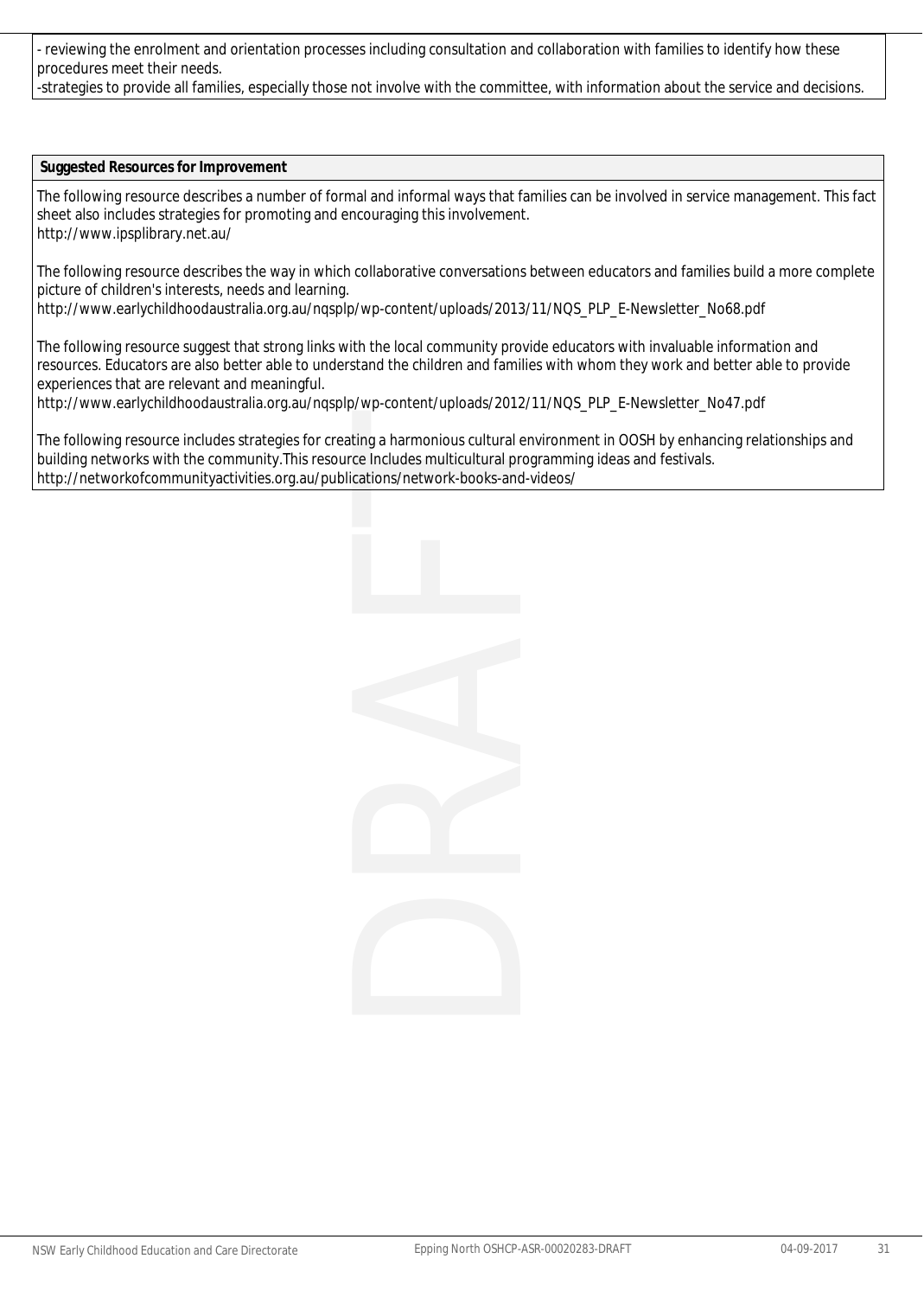- reviewing the enrolment and orientation processes including consultation and collaboration with families to identify how these procedures meet their needs.
-strategies to provide all families, especially those not involve with the committee, with information about the service and decisions.

**Suggested Resources for Improvement**

The following resource describes a number of formal and informal ways that families can be involved in service management. This fact sheet also includes strategies for promoting and encouraging this involvement.
http://www.ipsplibrary.net.au/

The following resource describes the way in which collaborative conversations between educators and families build a more complete picture of children's interests, needs and learning.
http://www.earlychildhoodaustralia.org.au/nqsplp/wp-content/uploads/2013/11/NQS_PLP_E-Newsletter_No68.pdf

The following resource suggest that strong links with the local community provide educators with invaluable information and resources. Educators are also better able to understand the children and families with whom they work and better able to provide experiences that are relevant and meaningful.
http://www.earlychildhoodaustralia.org.au/nqsplp/wp-content/uploads/2012/11/NQS_PLP_E-Newsletter_No47.pdf

The following resource includes strategies for creating a harmonious cultural environment in OOSH by enhancing relationships and building networks with the community.This resource Includes multicultural programming ideas and festivals.
http://networkofcommunityactivities.org.au/publications/network-books-and-videos/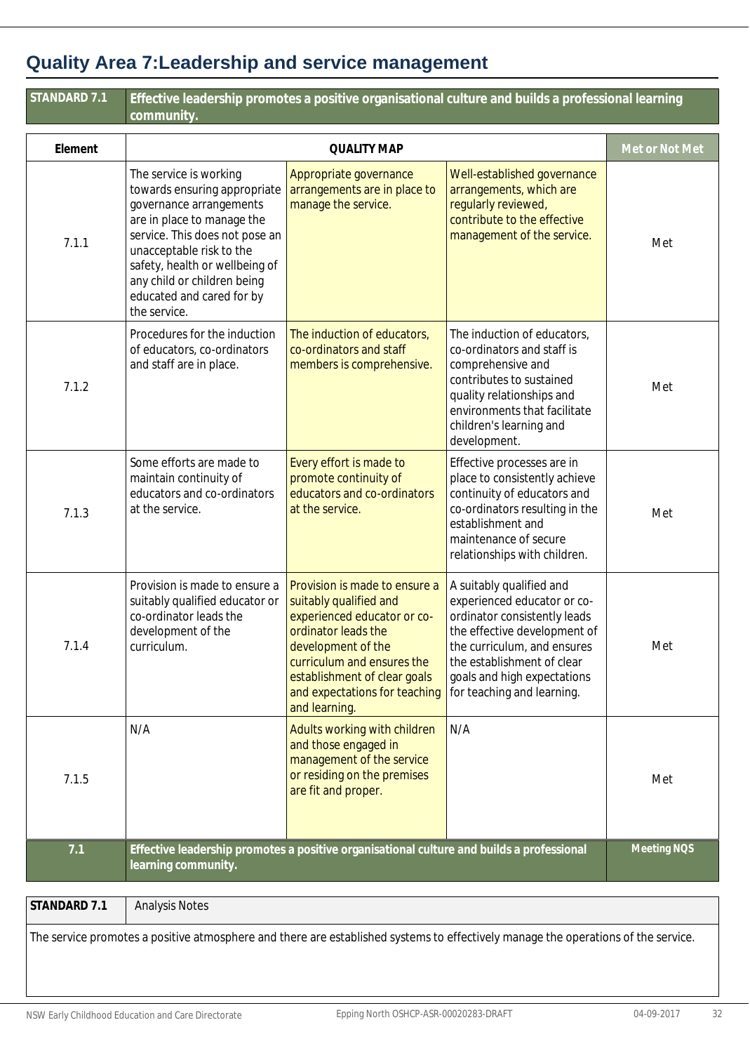# Quality Area 7:Leadership and service management

| STANDARD 7.1 | Effective leadership promotes a positive organisational culture and builds a professional learning community. |
|---|---|

| Element | QUALITY MAP | | | Met or Not Met |
|---|---|---|---|---|
| 7.1.1 | The service is working towards ensuring appropriate governance arrangements are in place to manage the service. This does not pose an unacceptable risk to the safety, health or wellbeing of any child or children being educated and cared for by the service. | Appropriate governance arrangements are in place to manage the service. | Well-established governance arrangements, which are regularly reviewed, contribute to the effective management of the service. | Met |
| 7.1.2 | Procedures for the induction of educators, co-ordinators and staff are in place. | The induction of educators, co-ordinators and staff members is comprehensive. | The induction of educators, co-ordinators and staff is comprehensive and contributes to sustained quality relationships and environments that facilitate children's learning and development. | Met |
| 7.1.3 | Some efforts are made to maintain continuity of educators and co-ordinators at the service. | Every effort is made to promote continuity of educators and co-ordinators at the service. | Effective processes are in place to consistently achieve continuity of educators and co-ordinators resulting in the establishment and maintenance of secure relationships with children. | Met |
| 7.1.4 | Provision is made to ensure a suitably qualified educator or co-ordinator leads the development of the curriculum. | Provision is made to ensure a suitably qualified and experienced educator or co-ordinator leads the development of the curriculum and ensures the establishment of clear goals and expectations for teaching and learning. | A suitably qualified and experienced educator or co-ordinator consistently leads the effective development of the curriculum, and ensures the establishment of clear goals and high expectations for teaching and learning. | Met |
| 7.1.5 | N/A | Adults working with children and those engaged in management of the service or residing on the premises are fit and proper. | N/A | Met |
| **7.1** | **Effective leadership promotes a positive organisational culture and builds a professional learning community.** | | | **Meeting NQS** |

| STANDARD 7.1 | Analysis Notes |
|---|---|
| The service promotes a positive atmosphere and there are established systems to effectively manage the operations of the service. | |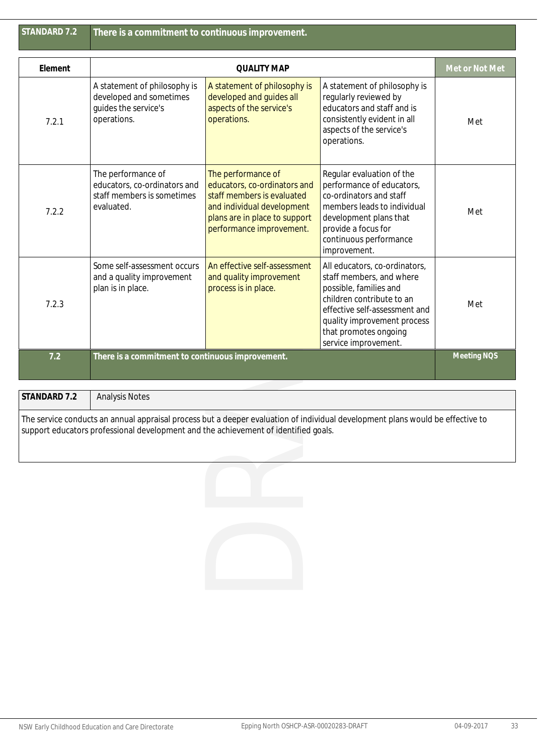| STANDARD 7.2 | There is a commitment to continuous improvement. |
|---|---|

| Element | QUALITY MAP | | | Met or Not Met |
|---|---|---|---|---|
| 7.2.1 | A statement of philosophy is developed and sometimes guides the service's operations. | A statement of philosophy is developed and guides all aspects of the service's operations. | A statement of philosophy is regularly reviewed by educators and staff and is consistently evident in all aspects of the service's operations. | Met |
| 7.2.2 | The performance of educators, co-ordinators and staff members is sometimes evaluated. | The performance of educators, co-ordinators and staff members is evaluated and individual development plans are in place to support performance improvement. | Regular evaluation of the performance of educators, co-ordinators and staff members leads to individual development plans that provide a focus for continuous performance improvement. | Met |
| 7.2.3 | Some self-assessment occurs and a quality improvement plan is in place. | An effective self-assessment and quality improvement process is in place. | All educators, co-ordinators, staff members, and where possible, families and children contribute to an effective self-assessment and quality improvement process that promotes ongoing service improvement. | Met |
| **7.2** | **There is a commitment to continuous improvement.** | | | **Meeting NQS** |

| STANDARD 7.2 | Analysis Notes |
|---|---|

The service conducts an annual appraisal process but a deeper evaluation of individual development plans would be effective to support educators professional development and the achievement of identified goals.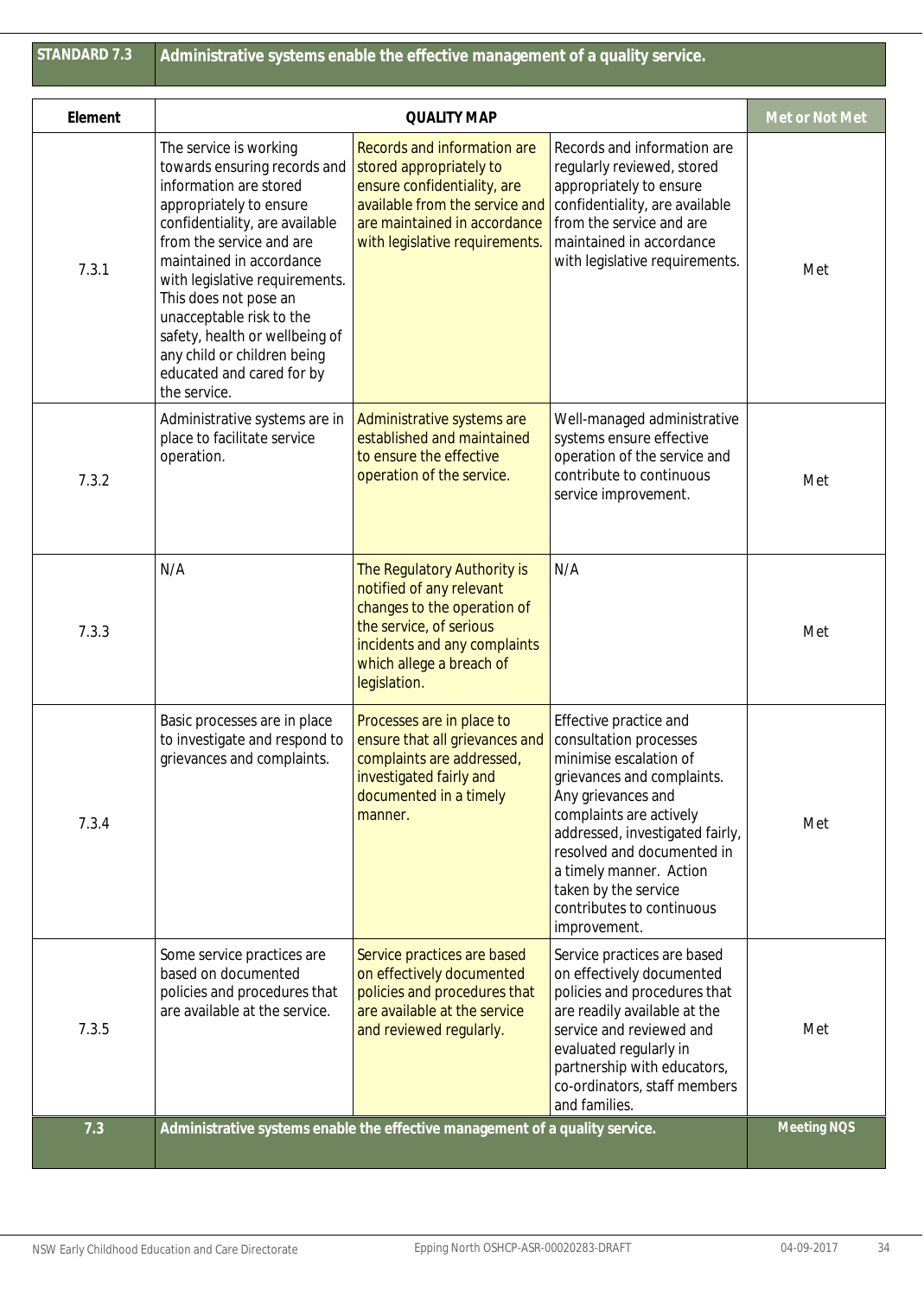| STANDARD 7.3 | Administrative systems enable the effective management of a quality service. | | | |
|---|---|---|---|---|
| **Element** | **QUALITY MAP** | | | **Met or Not Met** |
| 7.3.1 | The service is working towards ensuring records and information are stored appropriately to ensure confidentiality, are available from the service and are maintained in accordance with legislative requirements. This does not pose an unacceptable risk to the safety, health or wellbeing of any child or children being educated and cared for by the service. | Records and information are stored appropriately to ensure confidentiality, are available from the service and are maintained in accordance with legislative requirements. | Records and information are regularly reviewed, stored appropriately to ensure confidentiality, are available from the service and are maintained in accordance with legislative requirements. | Met |
| 7.3.2 | Administrative systems are in place to facilitate service operation. | Administrative systems are established and maintained to ensure the effective operation of the service. | Well-managed administrative systems ensure effective operation of the service and contribute to continuous service improvement. | Met |
| 7.3.3 | N/A | The Regulatory Authority is notified of any relevant changes to the operation of the service, of serious incidents and any complaints which allege a breach of legislation. | N/A | Met |
| 7.3.4 | Basic processes are in place to investigate and respond to grievances and complaints. | Processes are in place to ensure that all grievances and complaints are addressed, investigated fairly and documented in a timely manner. | Effective practice and consultation processes minimise escalation of grievances and complaints. Any grievances and complaints are actively addressed, investigated fairly, resolved and documented in a timely manner. Action taken by the service contributes to continuous improvement. | Met |
| 7.3.5 | Some service practices are based on documented policies and procedures that are available at the service. | Service practices are based on effectively documented policies and procedures that are available at the service and reviewed regularly. | Service practices are based on effectively documented policies and procedures that are readily available at the service and reviewed and evaluated regularly in partnership with educators, co-ordinators, staff members and families. | Met |
| **7.3** | **Administrative systems enable the effective management of a quality service.** | | | **Meeting NQS** |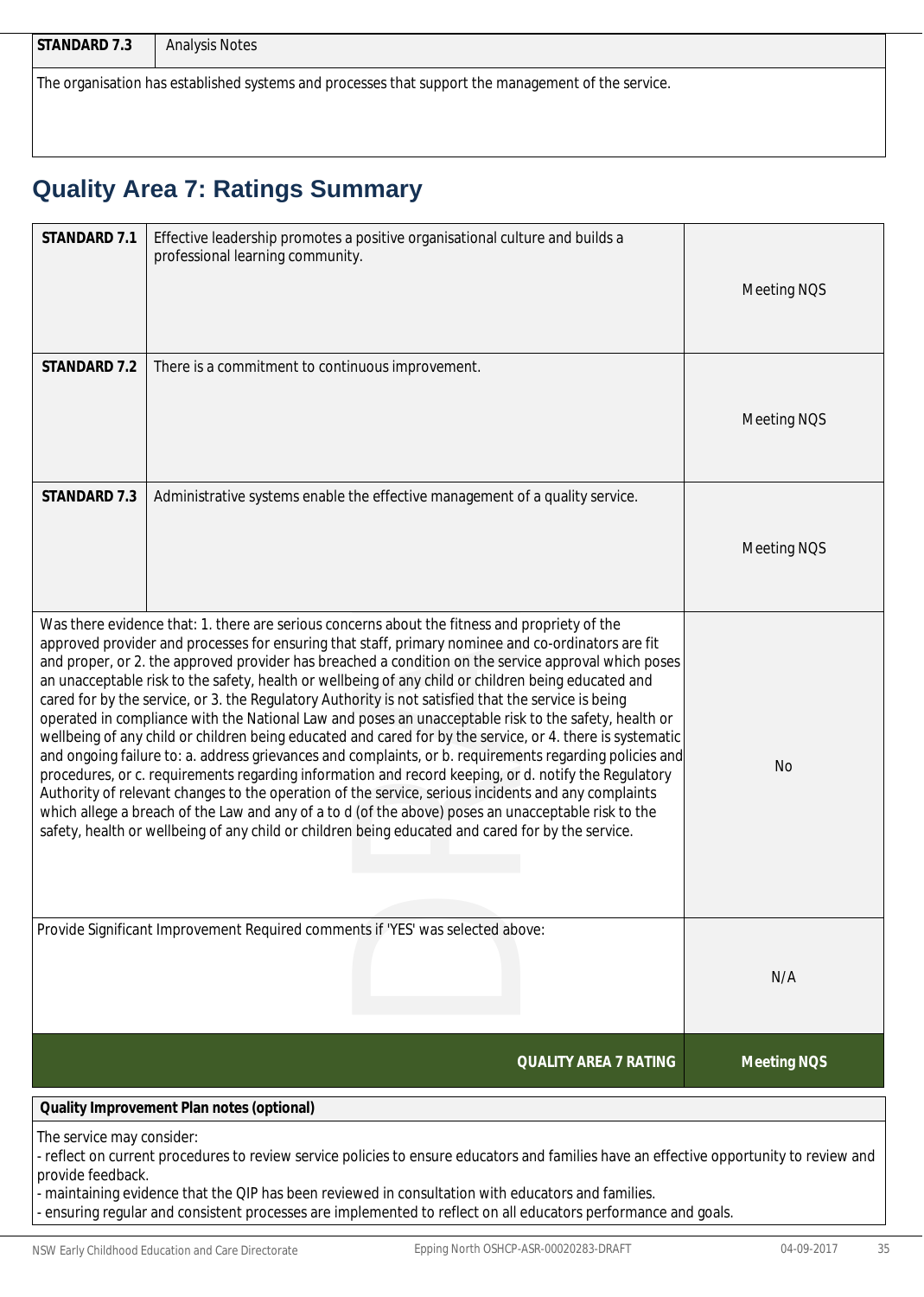| STANDARD 7.3 | Analysis Notes |
|---|---|
| The organisation has established systems and processes that support the management of the service. | |

## Quality Area 7: Ratings Summary

| | | |
|---|---|---|
| **STANDARD 7.1** | Effective leadership promotes a positive organisational culture and builds a professional learning community. | Meeting NQS |
| **STANDARD 7.2** | There is a commitment to continuous improvement. | Meeting NQS |
| **STANDARD 7.3** | Administrative systems enable the effective management of a quality service. | Meeting NQS |
| Was there evidence that: 1. there are serious concerns about the fitness and propriety of the approved provider and processes for ensuring that staff, primary nominee and co-ordinators are fit and proper, or 2. the approved provider has breached a condition on the service approval which poses an unacceptable risk to the safety, health or wellbeing of any child or children being educated and cared for by the service, or 3. the Regulatory Authority is not satisfied that the service is being operated in compliance with the National Law and poses an unacceptable risk to the safety, health or wellbeing of any child or children being educated and cared for by the service, or 4. there is systematic and ongoing failure to: a. address grievances and complaints, or b. requirements regarding policies and procedures, or c. requirements regarding information and record keeping, or d. notify the Regulatory Authority of relevant changes to the operation of the service, serious incidents and any complaints which allege a breach of the Law and any of a to d (of the above) poses an unacceptable risk to the safety, health or wellbeing of any child or children being educated and cared for by the service. | | No |
| Provide Significant Improvement Required comments if 'YES' was selected above: | | N/A |
| | **QUALITY AREA 7 RATING** | **Meeting NQS** |

| **Quality Improvement Plan notes (optional)** |
|---|
| The service may consider:<br>- reflect on current procedures to review service policies to ensure educators and families have an effective opportunity to review and provide feedback.<br>- maintaining evidence that the QIP has been reviewed in consultation with educators and families.<br>- ensuring regular and consistent processes are implemented to reflect on all educators performance and goals. |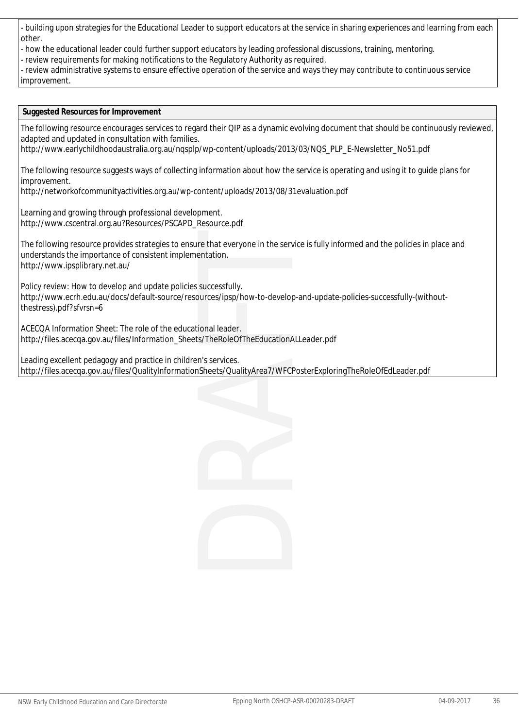- building upon strategies for the Educational Leader to support educators at the service in sharing experiences and learning from each other.
- how the educational leader could further support educators by leading professional discussions, training, mentoring.
- review requirements for making notifications to the Regulatory Authority as required.
- review administrative systems to ensure effective operation of the service and ways they may contribute to continuous service improvement.

**Suggested Resources for Improvement**

The following resource encourages services to regard their QIP as a dynamic evolving document that should be continuously reviewed, adapted and updated in consultation with families.
http://www.earlychildhoodaustralia.org.au/nqsplp/wp-content/uploads/2013/03/NQS_PLP_E-Newsletter_No51.pdf

The following resource suggests ways of collecting information about how the service is operating and using it to guide plans for improvement.
http://networkofcommunityactivities.org.au/wp-content/uploads/2013/08/31evaluation.pdf

Learning and growing through professional development.
http://www.cscentral.org.au?Resources/PSCAPD_Resource.pdf

The following resource provides strategies to ensure that everyone in the service is fully informed and the policies in place and understands the importance of consistent implementation.
http://www.ipsplibrary.net.au/

Policy review: How to develop and update policies successfully.
http://www.ecrh.edu.au/docs/default-source/resources/ipsp/how-to-develop-and-update-policies-successfully-(without-thestress).pdf?sfvrsn=6

ACECQA Information Sheet: The role of the educational leader.
http://files.acecqa.gov.au/files/Information_Sheets/TheRoleOfTheEducationALLeader.pdf

Leading excellent pedagogy and practice in children's services.
http://files.acecqa.gov.au/files/QualityInformationSheets/QualityArea7/WFCPosterExploringTheRoleOfEdLeader.pdf